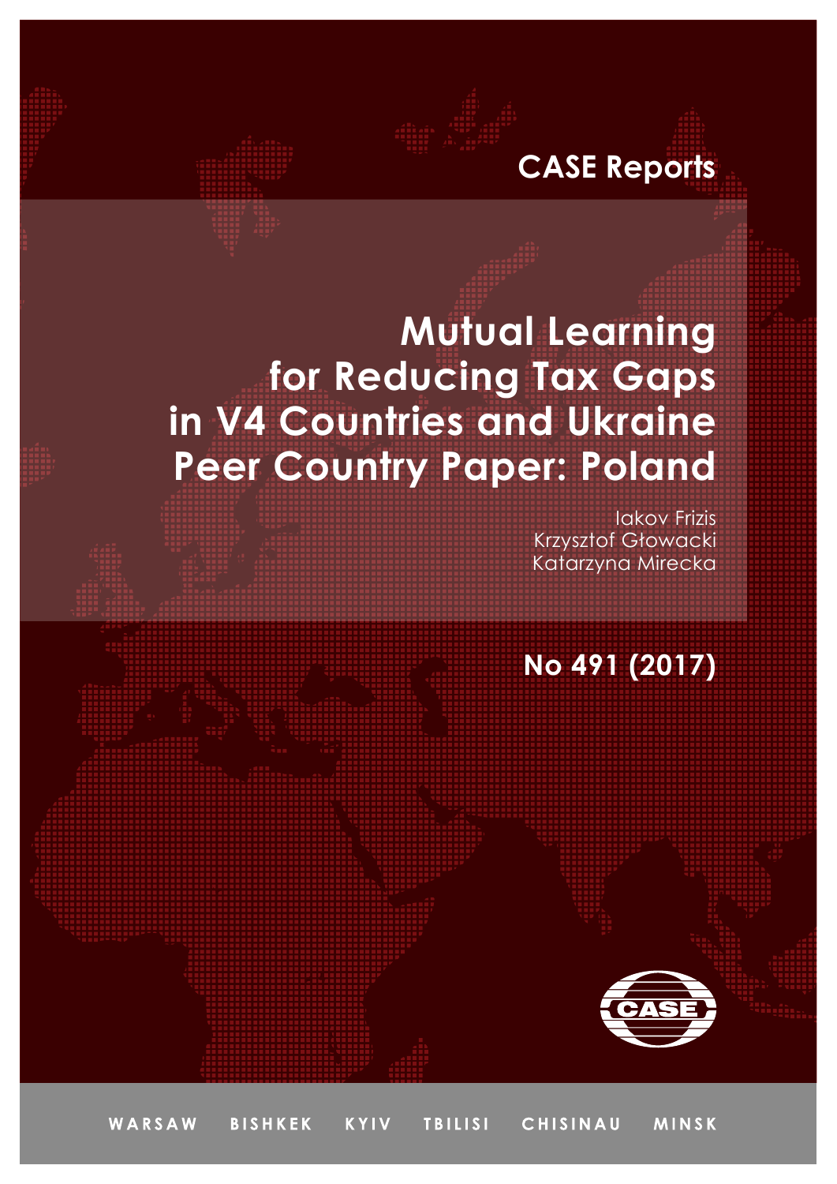CASE Reports

# Mutual Learning for Reducing Tax Gaps in V4 Countries and Ukraine Peer Country Paper: Poland

Iakov Frizis
Krzysztof Głowacki
Katarzyna Mirecka

**No 491 (2017)**

WARSAW BISHKEK KYIV TBILISI CHISINAU MINSK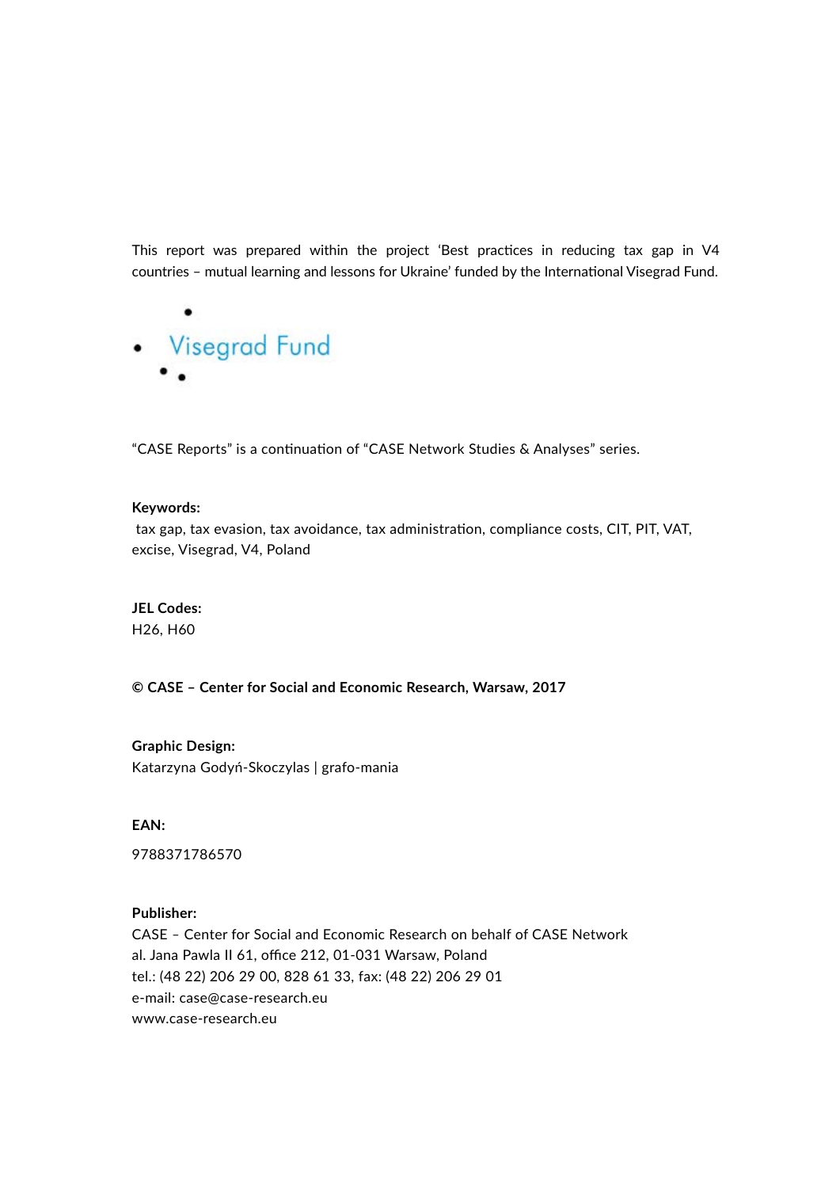This report was prepared within the project 'Best practices in reducing tax gap in V4 countries – mutual learning and lessons for Ukraine' funded by the International Visegrad Fund.

Visegrad Fund

"CASE Reports" is a continuation of "CASE Network Studies & Analyses" series.

**Keywords:**
tax gap, tax evasion, tax avoidance, tax administration, compliance costs, CIT, PIT, VAT, excise, Visegrad, V4, Poland

**JEL Codes:**
H26, H60

**© CASE – Center for Social and Economic Research, Warsaw, 2017**

**Graphic Design:**
Katarzyna Godyń-Skoczylas | grafo-mania

**EAN:**

9788371786570

**Publisher:**
CASE – Center for Social and Economic Research on behalf of CASE Network
al. Jana Pawla II 61, office 212, 01-031 Warsaw, Poland
tel.: (48 22) 206 29 00, 828 61 33, fax: (48 22) 206 29 01
e-mail: case@case-research.eu
www.case-research.eu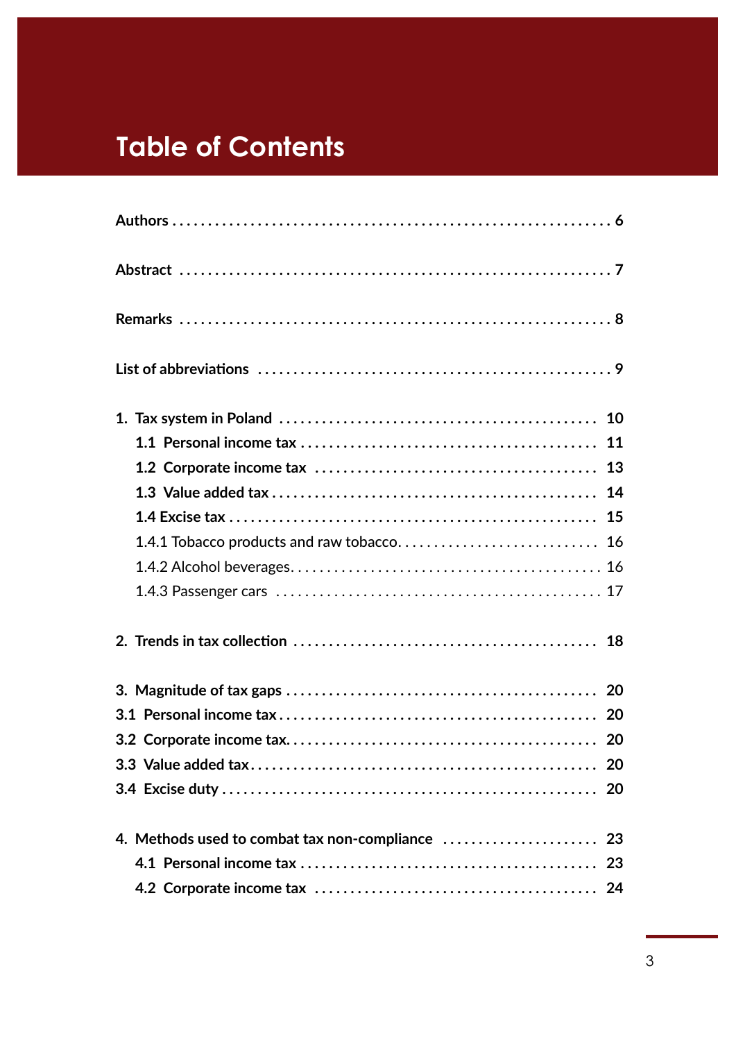# Table of Contents

**Authors** .......... **6**

**Abstract** .......... **7**

**Remarks** .......... **8**

**List of abbreviations** .......... **9**

**1. Tax system in Poland** .......... **10**

- **1.1 Personal income tax** .......... **11**
- **1.2 Corporate income tax** .......... **13**
- **1.3 Value added tax** .......... **14**
- **1.4 Excise tax** .......... **15**
  - 1.4.1 Tobacco products and raw tobacco .......... 16
  - 1.4.2 Alcohol beverages .......... 16
  - 1.4.3 Passenger cars .......... 17

**2. Trends in tax collection** .......... **18**

**3. Magnitude of tax gaps** .......... **20**

**3.1 Personal income tax** .......... **20**

**3.2 Corporate income tax** .......... **20**

**3.3 Value added tax** .......... **20**

**3.4 Excise duty** .......... **20**

**4. Methods used to combat tax non-compliance** .......... **23**

- **4.1 Personal income tax** .......... **23**
- **4.2 Corporate income tax** .......... **24**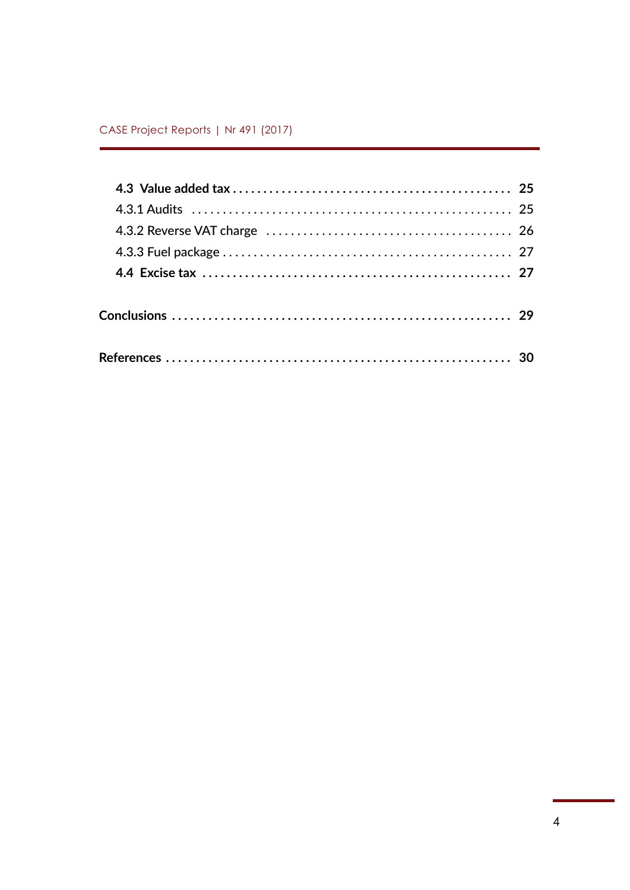**4.3 Value added tax** . . . . . . . . . . . . . . . . . . . . . . . . . . . . . . . . . . . . . . . . . . . . **25**

4.3.1 Audits . . . . . . . . . . . . . . . . . . . . . . . . . . . . . . . . . . . . . . . . . . . . . . . . . . . 25

4.3.2 Reverse VAT charge . . . . . . . . . . . . . . . . . . . . . . . . . . . . . . . . . . . . . . . 26

4.3.3 Fuel package . . . . . . . . . . . . . . . . . . . . . . . . . . . . . . . . . . . . . . . . . . . . . 27

**4.4 Excise tax** . . . . . . . . . . . . . . . . . . . . . . . . . . . . . . . . . . . . . . . . . . . . . . . . . **27**

**Conclusions** . . . . . . . . . . . . . . . . . . . . . . . . . . . . . . . . . . . . . . . . . . . . . . . . . . . . . **29**

**References** . . . . . . . . . . . . . . . . . . . . . . . . . . . . . . . . . . . . . . . . . . . . . . . . . . . . . . **30**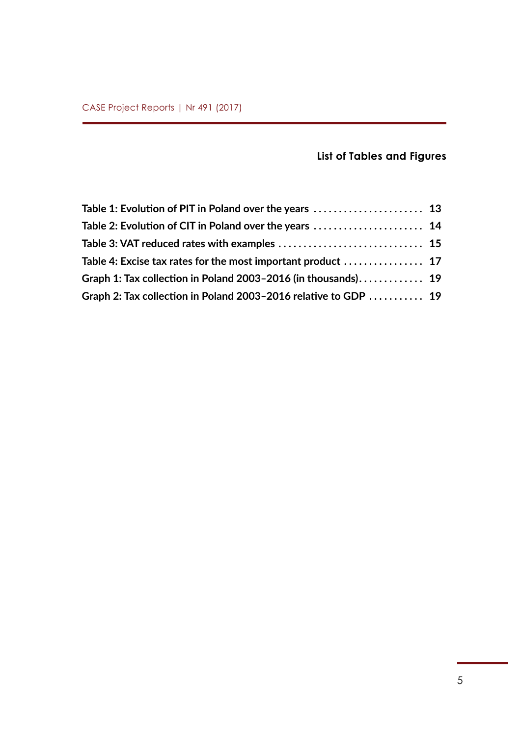## List of Tables and Figures

**Table 1: Evolution of PIT in Poland over the years ...................... 13**

**Table 2: Evolution of CIT in Poland over the years ...................... 14**

**Table 3: VAT reduced rates with examples ............................. 15**

**Table 4: Excise tax rates for the most important product ................ 17**

**Graph 1: Tax collection in Poland 2003–2016 (in thousands)............. 19**

**Graph 2: Tax collection in Poland 2003–2016 relative to GDP ........... 19**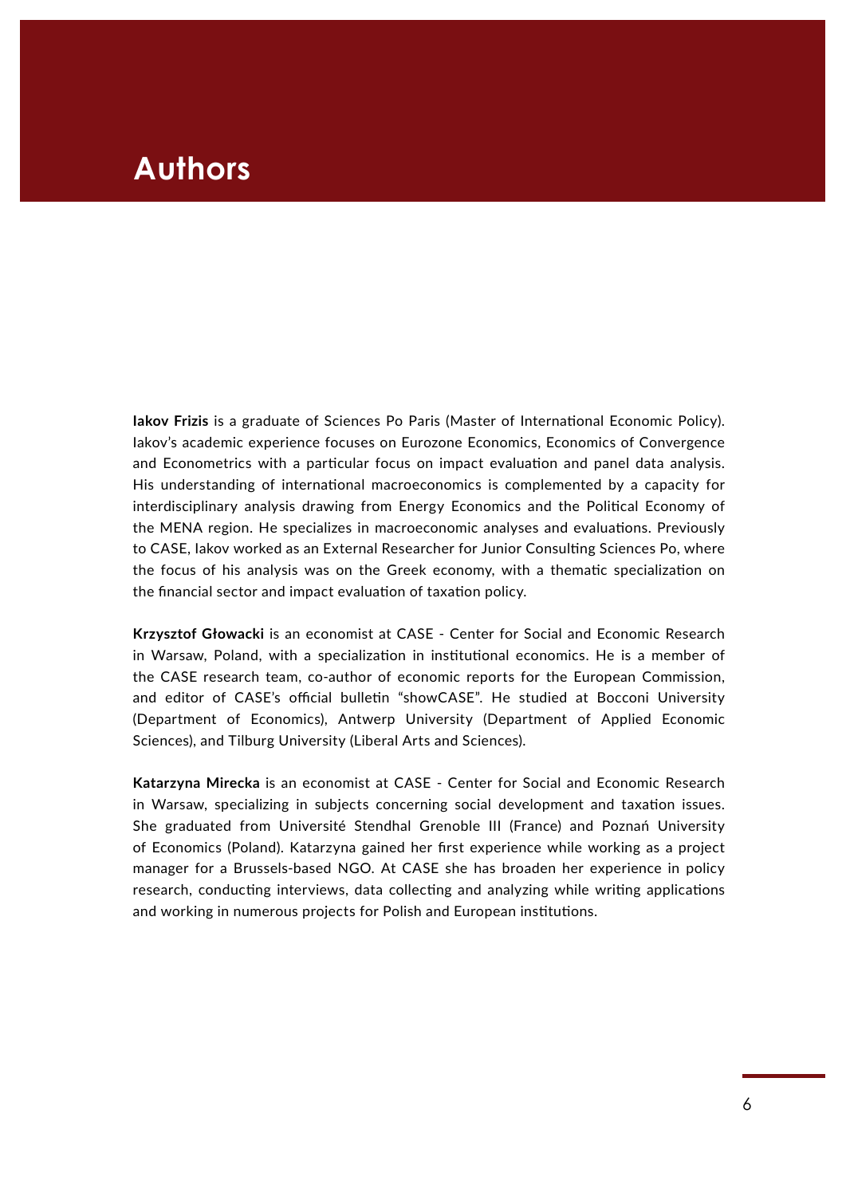# Authors

**Iakov Frizis** is a graduate of Sciences Po Paris (Master of International Economic Policy). Iakov's academic experience focuses on Eurozone Economics, Economics of Convergence and Econometrics with a particular focus on impact evaluation and panel data analysis. His understanding of international macroeconomics is complemented by a capacity for interdisciplinary analysis drawing from Energy Economics and the Political Economy of the MENA region. He specializes in macroeconomic analyses and evaluations. Previously to CASE, Iakov worked as an External Researcher for Junior Consulting Sciences Po, where the focus of his analysis was on the Greek economy, with a thematic specialization on the financial sector and impact evaluation of taxation policy.

**Krzysztof Głowacki** is an economist at CASE - Center for Social and Economic Research in Warsaw, Poland, with a specialization in institutional economics. He is a member of the CASE research team, co-author of economic reports for the European Commission, and editor of CASE's official bulletin "showCASE". He studied at Bocconi University (Department of Economics), Antwerp University (Department of Applied Economic Sciences), and Tilburg University (Liberal Arts and Sciences).

**Katarzyna Mirecka** is an economist at CASE - Center for Social and Economic Research in Warsaw, specializing in subjects concerning social development and taxation issues. She graduated from Université Stendhal Grenoble III (France) and Poznań University of Economics (Poland). Katarzyna gained her first experience while working as a project manager for a Brussels-based NGO. At CASE she has broaden her experience in policy research, conducting interviews, data collecting and analyzing while writing applications and working in numerous projects for Polish and European institutions.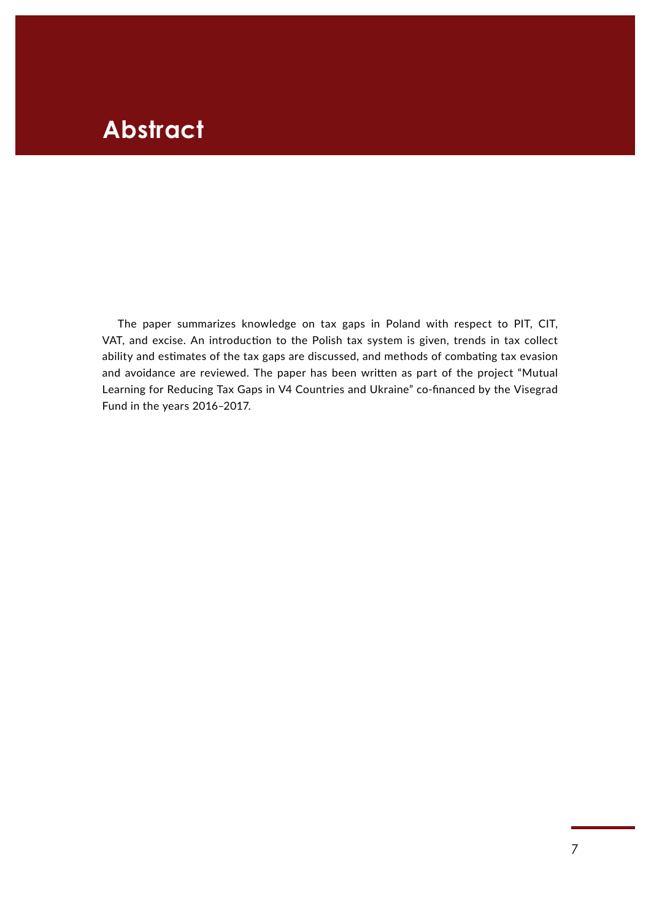# Abstract

The paper summarizes knowledge on tax gaps in Poland with respect to PIT, CIT, VAT, and excise. An introduction to the Polish tax system is given, trends in tax collect ability and estimates of the tax gaps are discussed, and methods of combating tax evasion and avoidance are reviewed. The paper has been written as part of the project "Mutual Learning for Reducing Tax Gaps in V4 Countries and Ukraine" co-financed by the Visegrad Fund in the years 2016–2017.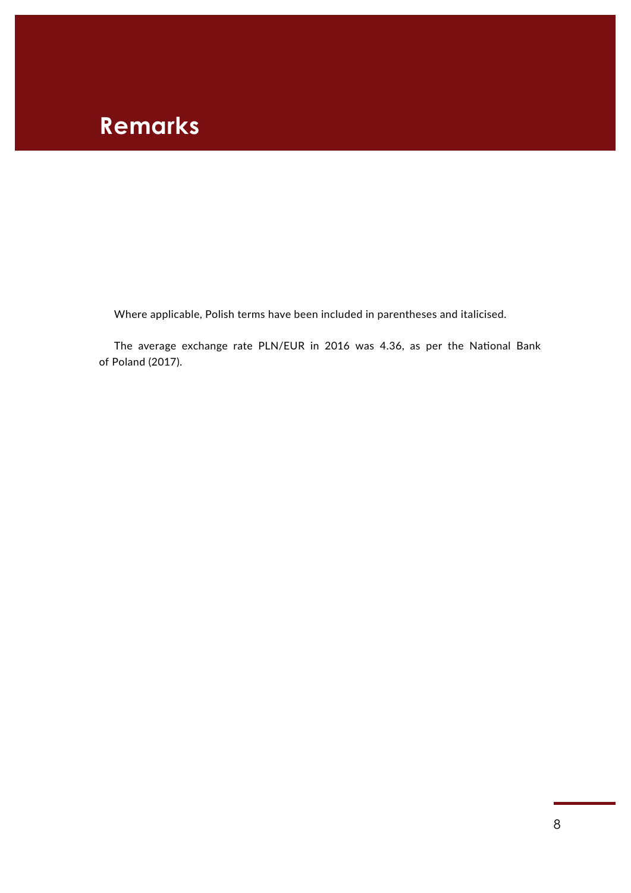# Remarks

Where applicable, Polish terms have been included in parentheses and italicised.

The average exchange rate PLN/EUR in 2016 was 4.36, as per the National Bank of Poland (2017).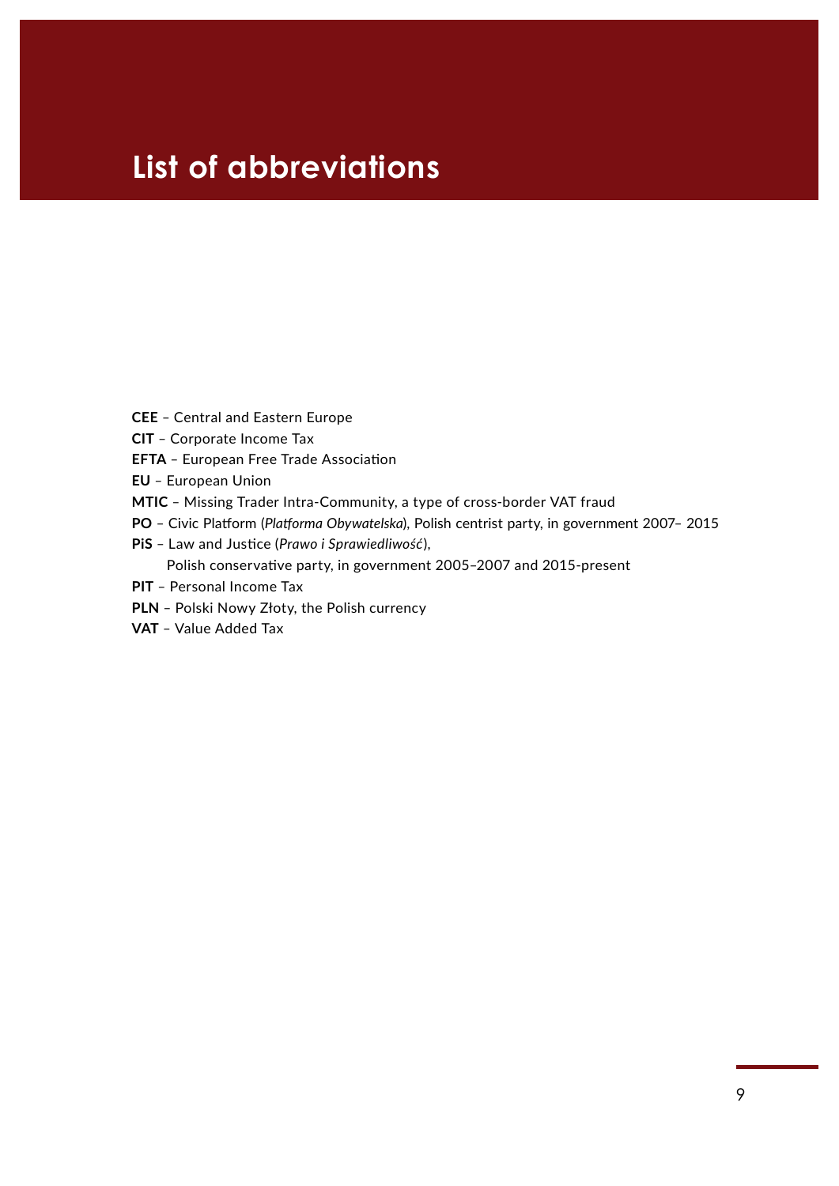# List of abbreviations

**CEE** – Central and Eastern Europe

**CIT** – Corporate Income Tax

**EFTA** – European Free Trade Association

**EU** – European Union

**MTIC** – Missing Trader Intra-Community, a type of cross-border VAT fraud

**PO** – Civic Platform (*Platforma Obywatelska*), Polish centrist party, in government 2007– 2015

**PiS** – Law and Justice (*Prawo i Sprawiedliwość*), Polish conservative party, in government 2005–2007 and 2015-present

**PIT** – Personal Income Tax

**PLN** – Polski Nowy Złoty, the Polish currency

**VAT** – Value Added Tax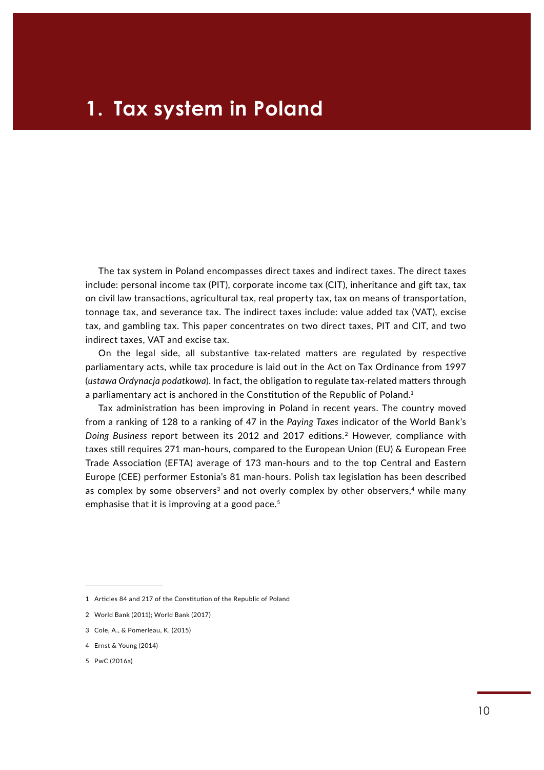# 1. Tax system in Poland

The tax system in Poland encompasses direct taxes and indirect taxes. The direct taxes include: personal income tax (PIT), corporate income tax (CIT), inheritance and gift tax, tax on civil law transactions, agricultural tax, real property tax, tax on means of transportation, tonnage tax, and severance tax. The indirect taxes include: value added tax (VAT), excise tax, and gambling tax. This paper concentrates on two direct taxes, PIT and CIT, and two indirect taxes, VAT and excise tax.

On the legal side, all substantive tax-related matters are regulated by respective parliamentary acts, while tax procedure is laid out in the Act on Tax Ordinance from 1997 (*ustawa Ordynacja podatkowa*). In fact, the obligation to regulate tax-related matters through a parliamentary act is anchored in the Constitution of the Republic of Poland.[1]

Tax administration has been improving in Poland in recent years. The country moved from a ranking of 128 to a ranking of 47 in the *Paying Taxes* indicator of the World Bank's *Doing Business* report between its 2012 and 2017 editions.[2] However, compliance with taxes still requires 271 man-hours, compared to the European Union (EU) & European Free Trade Association (EFTA) average of 173 man-hours and to the top Central and Eastern Europe (CEE) performer Estonia's 81 man-hours. Polish tax legislation has been described as complex by some observers[3] and not overly complex by other observers,[4] while many emphasise that it is improving at a good pace.[5]

---

1 Articles 84 and 217 of the Constitution of the Republic of Poland

2 World Bank (2011); World Bank (2017)

3 Cole, A., & Pomerleau, K. (2015)

4 Ernst & Young (2014)

5 PwC (2016a)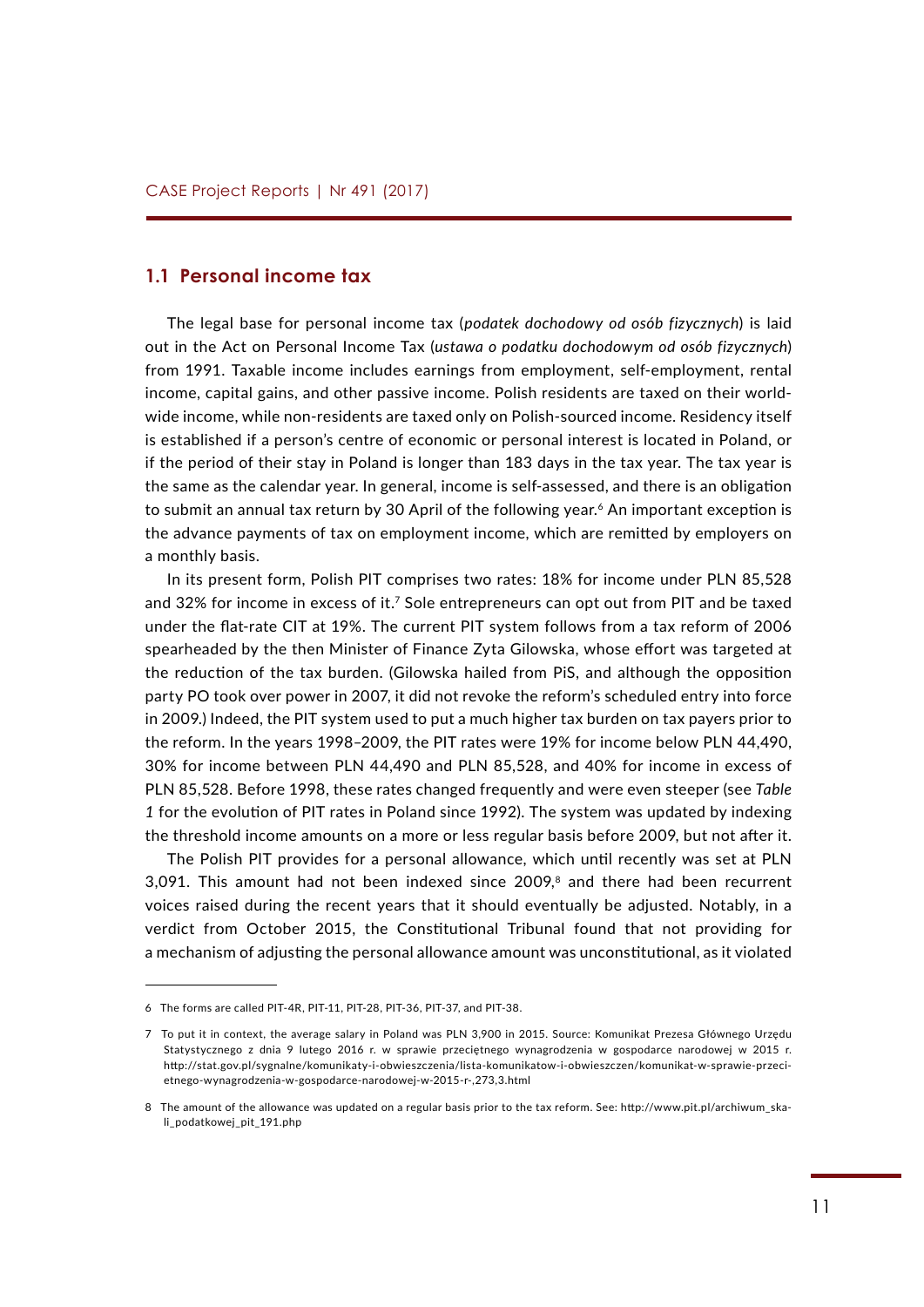## 1.1 Personal income tax

The legal base for personal income tax (*podatek dochodowy od osób fizycznych*) is laid out in the Act on Personal Income Tax (*ustawa o podatku dochodowym od osób fizycznych*) from 1991. Taxable income includes earnings from employment, self-employment, rental income, capital gains, and other passive income. Polish residents are taxed on their worldwide income, while non-residents are taxed only on Polish-sourced income. Residency itself is established if a person's centre of economic or personal interest is located in Poland, or if the period of their stay in Poland is longer than 183 days in the tax year. The tax year is the same as the calendar year. In general, income is self-assessed, and there is an obligation to submit an annual tax return by 30 April of the following year.[6] An important exception is the advance payments of tax on employment income, which are remitted by employers on a monthly basis.

In its present form, Polish PIT comprises two rates: 18% for income under PLN 85,528 and 32% for income in excess of it.[7] Sole entrepreneurs can opt out from PIT and be taxed under the flat-rate CIT at 19%. The current PIT system follows from a tax reform of 2006 spearheaded by the then Minister of Finance Zyta Gilowska, whose effort was targeted at the reduction of the tax burden. (Gilowska hailed from PiS, and although the opposition party PO took over power in 2007, it did not revoke the reform's scheduled entry into force in 2009.) Indeed, the PIT system used to put a much higher tax burden on tax payers prior to the reform. In the years 1998–2009, the PIT rates were 19% for income below PLN 44,490, 30% for income between PLN 44,490 and PLN 85,528, and 40% for income in excess of PLN 85,528. Before 1998, these rates changed frequently and were even steeper (see *Table 1* for the evolution of PIT rates in Poland since 1992). The system was updated by indexing the threshold income amounts on a more or less regular basis before 2009, but not after it.

The Polish PIT provides for a personal allowance, which until recently was set at PLN 3,091. This amount had not been indexed since 2009,[8] and there had been recurrent voices raised during the recent years that it should eventually be adjusted. Notably, in a verdict from October 2015, the Constitutional Tribunal found that not providing for a mechanism of adjusting the personal allowance amount was unconstitutional, as it violated

---

6 The forms are called PIT-4R, PIT-11, PIT-28, PIT-36, PIT-37, and PIT-38.

7 To put it in context, the average salary in Poland was PLN 3,900 in 2015. Source: Komunikat Prezesa Głównego Urzędu Statystycznego z dnia 9 lutego 2016 r. w sprawie przeciętnego wynagrodzenia w gospodarce narodowej w 2015 r. http://stat.gov.pl/sygnalne/komunikaty-i-obwieszczenia/lista-komunikatow-i-obwieszczen/komunikat-w-sprawie-przecietnego-wynagrodzenia-w-gospodarce-narodowej-w-2015-r-,273,3.html

8 The amount of the allowance was updated on a regular basis prior to the tax reform. See: http://www.pit.pl/archiwum_skali_podatkowej_pit_191.php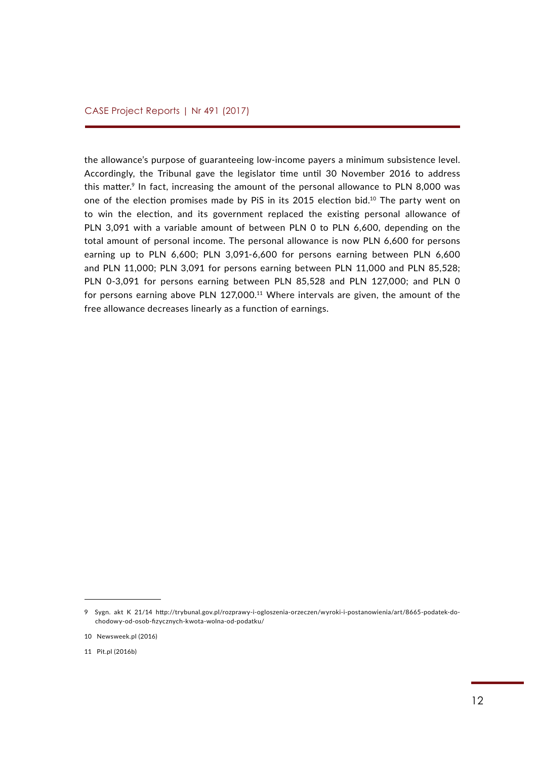the allowance's purpose of guaranteeing low-income payers a minimum subsistence level. Accordingly, the Tribunal gave the legislator time until 30 November 2016 to address this matter.[9] In fact, increasing the amount of the personal allowance to PLN 8,000 was one of the election promises made by PiS in its 2015 election bid.[10] The party went on to win the election, and its government replaced the existing personal allowance of PLN 3,091 with a variable amount of between PLN 0 to PLN 6,600, depending on the total amount of personal income. The personal allowance is now PLN 6,600 for persons earning up to PLN 6,600; PLN 3,091-6,600 for persons earning between PLN 6,600 and PLN 11,000; PLN 3,091 for persons earning between PLN 11,000 and PLN 85,528; PLN 0-3,091 for persons earning between PLN 85,528 and PLN 127,000; and PLN 0 for persons earning above PLN 127,000.[11] Where intervals are given, the amount of the free allowance decreases linearly as a function of earnings.

---

9 Sygn. akt K 21/14 http://trybunal.gov.pl/rozprawy-i-ogloszenia-orzeczen/wyroki-i-postanowienia/art/8665-podatek-dochodowy-od-osob-fizycznych-kwota-wolna-od-podatku/

10 Newsweek.pl (2016)

11 Pit.pl (2016b)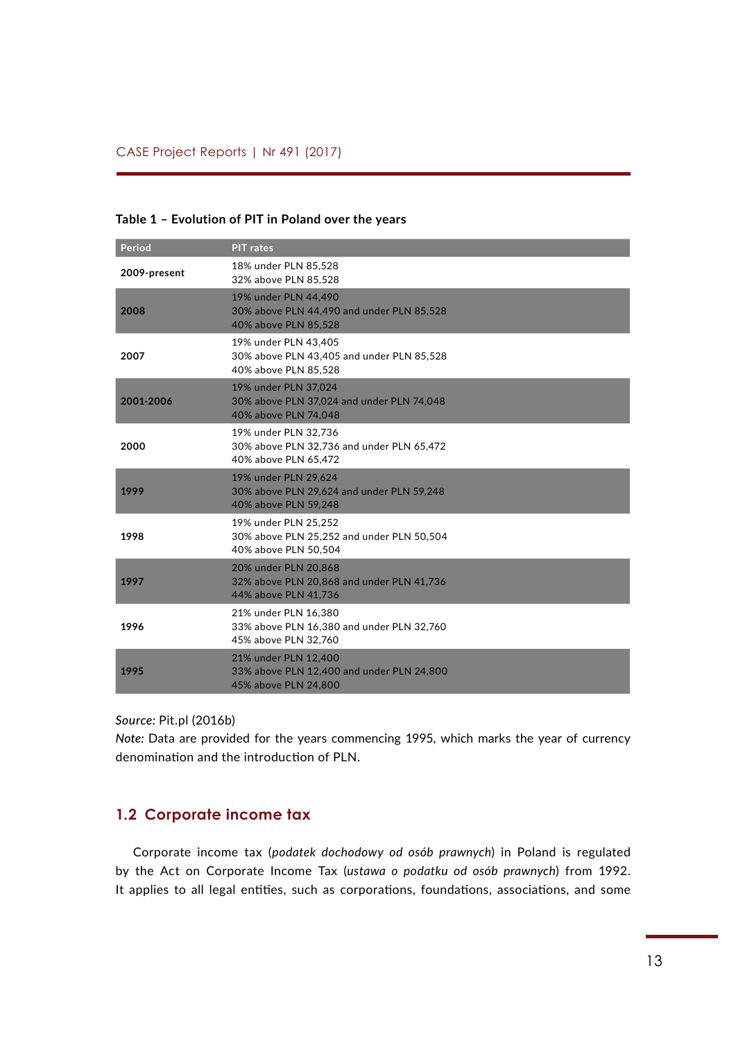**Table 1 – Evolution of PIT in Poland over the years**

| Period | PIT rates |
|---|---|
| **2009-present** | 18% under PLN 85,528<br>32% above PLN 85,528 |
| **2008** | 19% under PLN 44,490<br>30% above PLN 44,490 and under PLN 85,528<br>40% above PLN 85,528 |
| **2007** | 19% under PLN 43,405<br>30% above PLN 43,405 and under PLN 85,528<br>40% above PLN 85,528 |
| **2001-2006** | 19% under PLN 37,024<br>30% above PLN 37,024 and under PLN 74,048<br>40% above PLN 74,048 |
| **2000** | 19% under PLN 32,736<br>30% above PLN 32,736 and under PLN 65,472<br>40% above PLN 65,472 |
| **1999** | 19% under PLN 29,624<br>30% above PLN 29,624 and under PLN 59,248<br>40% above PLN 59,248 |
| **1998** | 19% under PLN 25,252<br>30% above PLN 25,252 and under PLN 50,504<br>40% above PLN 50,504 |
| **1997** | 20% under PLN 20,868<br>32% above PLN 20,868 and under PLN 41,736<br>44% above PLN 41,736 |
| **1996** | 21% under PLN 16,380<br>33% above PLN 16,380 and under PLN 32,760<br>45% above PLN 32,760 |
| **1995** | 21% under PLN 12,400<br>33% above PLN 12,400 and under PLN 24,800<br>45% above PLN 24,800 |

*Source:* Pit.pl (2016b)
*Note:* Data are provided for the years commencing 1995, which marks the year of currency denomination and the introduction of PLN.

## 1.2 Corporate income tax

Corporate income tax (*podatek dochodowy od osób prawnych*) in Poland is regulated by the Act on Corporate Income Tax (*ustawa o podatku od osób prawnych*) from 1992. It applies to all legal entities, such as corporations, foundations, associations, and some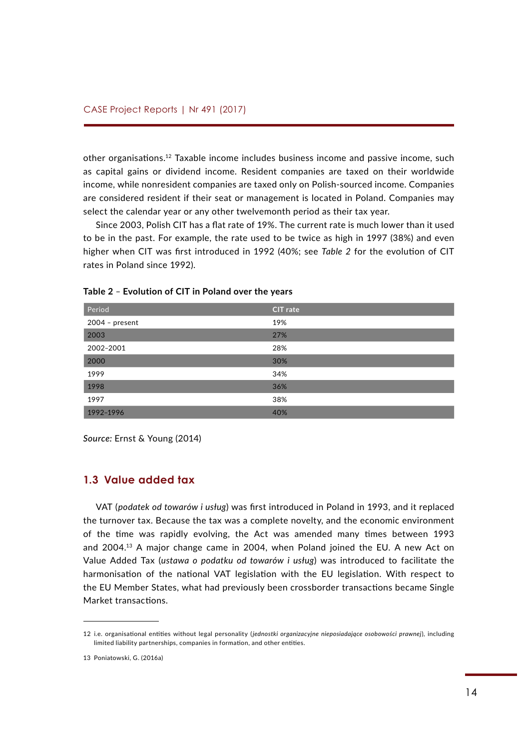other organisations.[12] Taxable income includes business income and passive income, such as capital gains or dividend income. Resident companies are taxed on their worldwide income, while nonresident companies are taxed only on Polish-sourced income. Companies are considered resident if their seat or management is located in Poland. Companies may select the calendar year or any other twelvemonth period as their tax year.

Since 2003, Polish CIT has a flat rate of 19%. The current rate is much lower than it used to be in the past. For example, the rate used to be twice as high in 1997 (38%) and even higher when CIT was first introduced in 1992 (40%; see *Table 2* for the evolution of CIT rates in Poland since 1992).

**Table 2 – Evolution of CIT in Poland over the years**

| Period | CIT rate |
|---|---|
| 2004 – present | 19% |
| 2003 | 27% |
| 2002–2001 | 28% |
| 2000 | 30% |
| 1999 | 34% |
| 1998 | 36% |
| 1997 | 38% |
| 1992–1996 | 40% |

*Source:* Ernst & Young (2014)

## 1.3 Value added tax

VAT (*podatek od towarów i usług*) was first introduced in Poland in 1993, and it replaced the turnover tax. Because the tax was a complete novelty, and the economic environment of the time was rapidly evolving, the Act was amended many times between 1993 and 2004.[13] A major change came in 2004, when Poland joined the EU. A new Act on Value Added Tax (*ustawa o podatku od towarów i usług*) was introduced to facilitate the harmonisation of the national VAT legislation with the EU legislation. With respect to the EU Member States, what had previously been crossborder transactions became Single Market transactions.

---

12 i.e. organisational entities without legal personality (*jednostki organizacyjne nieposiadające osobowości prawnej*), including limited liability partnerships, companies in formation, and other entities.

13 Poniatowski, G. (2016a)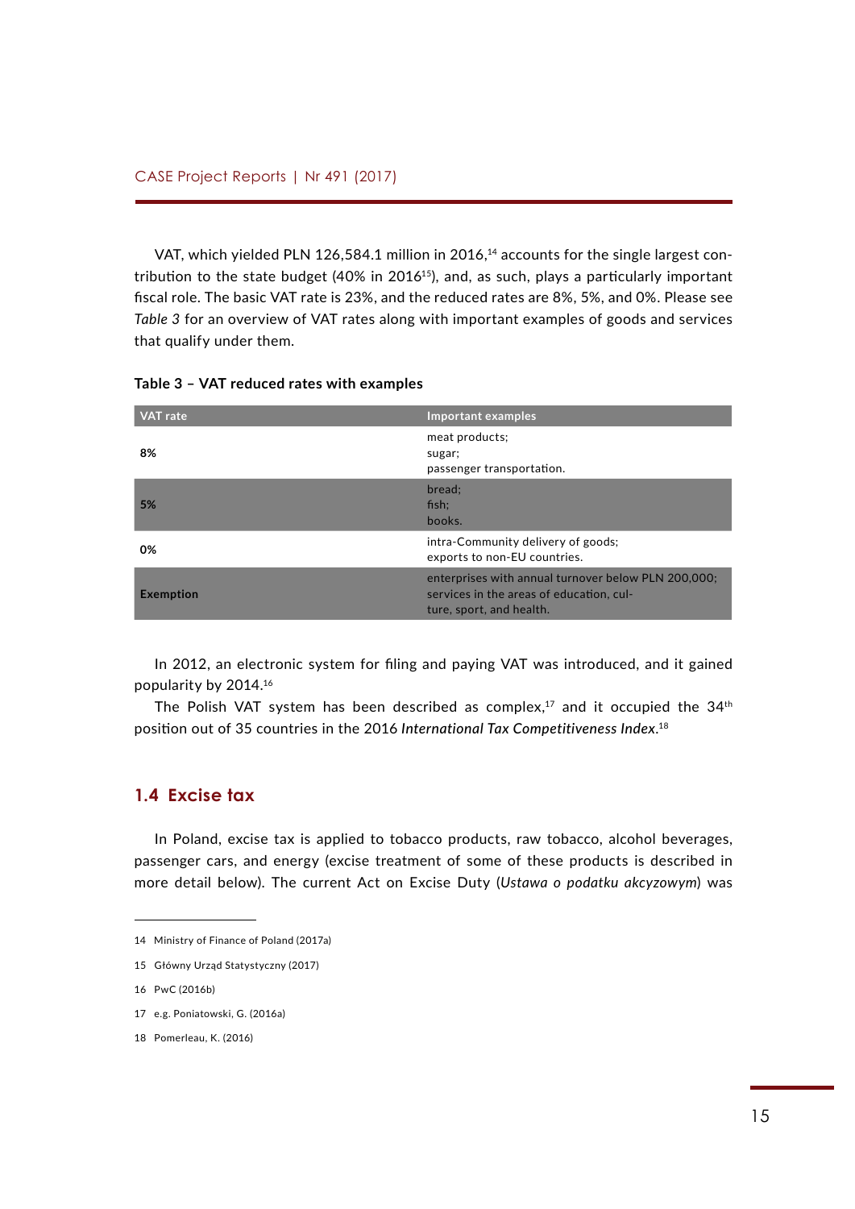VAT, which yielded PLN 126,584.1 million in 2016,[14] accounts for the single largest contribution to the state budget (40% in 2016[15]), and, as such, plays a particularly important fiscal role. The basic VAT rate is 23%, and the reduced rates are 8%, 5%, and 0%. Please see *Table 3* for an overview of VAT rates along with important examples of goods and services that qualify under them.

**Table 3 – VAT reduced rates with examples**

| VAT rate | Important examples |
|---|---|
| **8%** | meat products;<br>sugar;<br>passenger transportation. |
| **5%** | bread;<br>fish;<br>books. |
| **0%** | intra-Community delivery of goods;<br>exports to non-EU countries. |
| **Exemption** | enterprises with annual turnover below PLN 200,000;<br>services in the areas of education, culture, sport, and health. |

In 2012, an electronic system for filing and paying VAT was introduced, and it gained popularity by 2014.[16]

The Polish VAT system has been described as complex,[17] and it occupied the 34th position out of 35 countries in the 2016 *International Tax Competitiveness Index*.[18]

## 1.4 Excise tax

In Poland, excise tax is applied to tobacco products, raw tobacco, alcohol beverages, passenger cars, and energy (excise treatment of some of these products is described in more detail below). The current Act on Excise Duty (*Ustawa o podatku akcyzowym*) was

---

14 Ministry of Finance of Poland (2017a)

15 Główny Urząd Statystyczny (2017)

16 PwC (2016b)

17 e.g. Poniatowski, G. (2016a)

18 Pomerleau, K. (2016)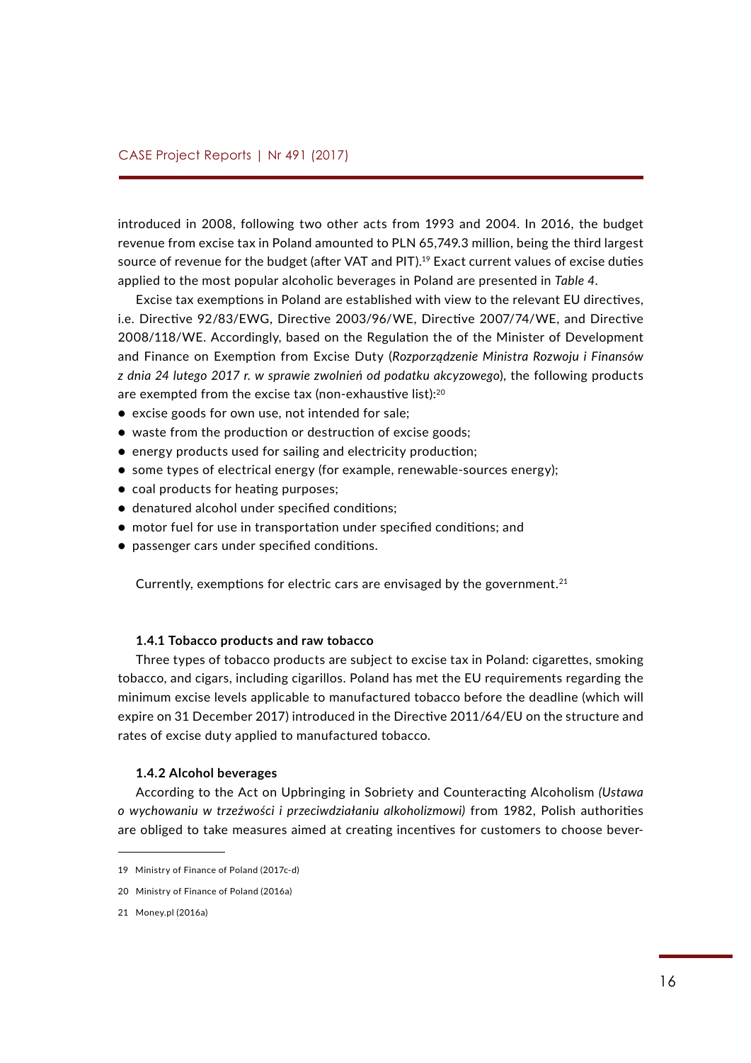introduced in 2008, following two other acts from 1993 and 2004. In 2016, the budget revenue from excise tax in Poland amounted to PLN 65,749.3 million, being the third largest source of revenue for the budget (after VAT and PIT).[19] Exact current values of excise duties applied to the most popular alcoholic beverages in Poland are presented in *Table 4*.

Excise tax exemptions in Poland are established with view to the relevant EU directives, i.e. Directive 92/83/EWG, Directive 2003/96/WE, Directive 2007/74/WE, and Directive 2008/118/WE. Accordingly, based on the Regulation the of the Minister of Development and Finance on Exemption from Excise Duty (*Rozporządzenie Ministra Rozwoju i Finansów z dnia 24 lutego 2017 r. w sprawie zwolnień od podatku akcyzowego*), the following products are exempted from the excise tax (non-exhaustive list):[20]

- excise goods for own use, not intended for sale;
- waste from the production or destruction of excise goods;
- energy products used for sailing and electricity production;
- some types of electrical energy (for example, renewable-sources energy);
- coal products for heating purposes;
- denatured alcohol under specified conditions;
- motor fuel for use in transportation under specified conditions; and
- passenger cars under specified conditions.

Currently, exemptions for electric cars are envisaged by the government.[21]

#### 1.4.1 Tobacco products and raw tobacco

Three types of tobacco products are subject to excise tax in Poland: cigarettes, smoking tobacco, and cigars, including cigarillos. Poland has met the EU requirements regarding the minimum excise levels applicable to manufactured tobacco before the deadline (which will expire on 31 December 2017) introduced in the Directive 2011/64/EU on the structure and rates of excise duty applied to manufactured tobacco.

#### 1.4.2 Alcohol beverages

According to the Act on Upbringing in Sobriety and Counteracting Alcoholism *(Ustawa o wychowaniu w trzeźwości i przeciwdziałaniu alkoholizmowi)* from 1982, Polish authorities are obliged to take measures aimed at creating incentives for customers to choose bever-

---

19 Ministry of Finance of Poland (2017c-d)

20 Ministry of Finance of Poland (2016a)

21 Money.pl (2016a)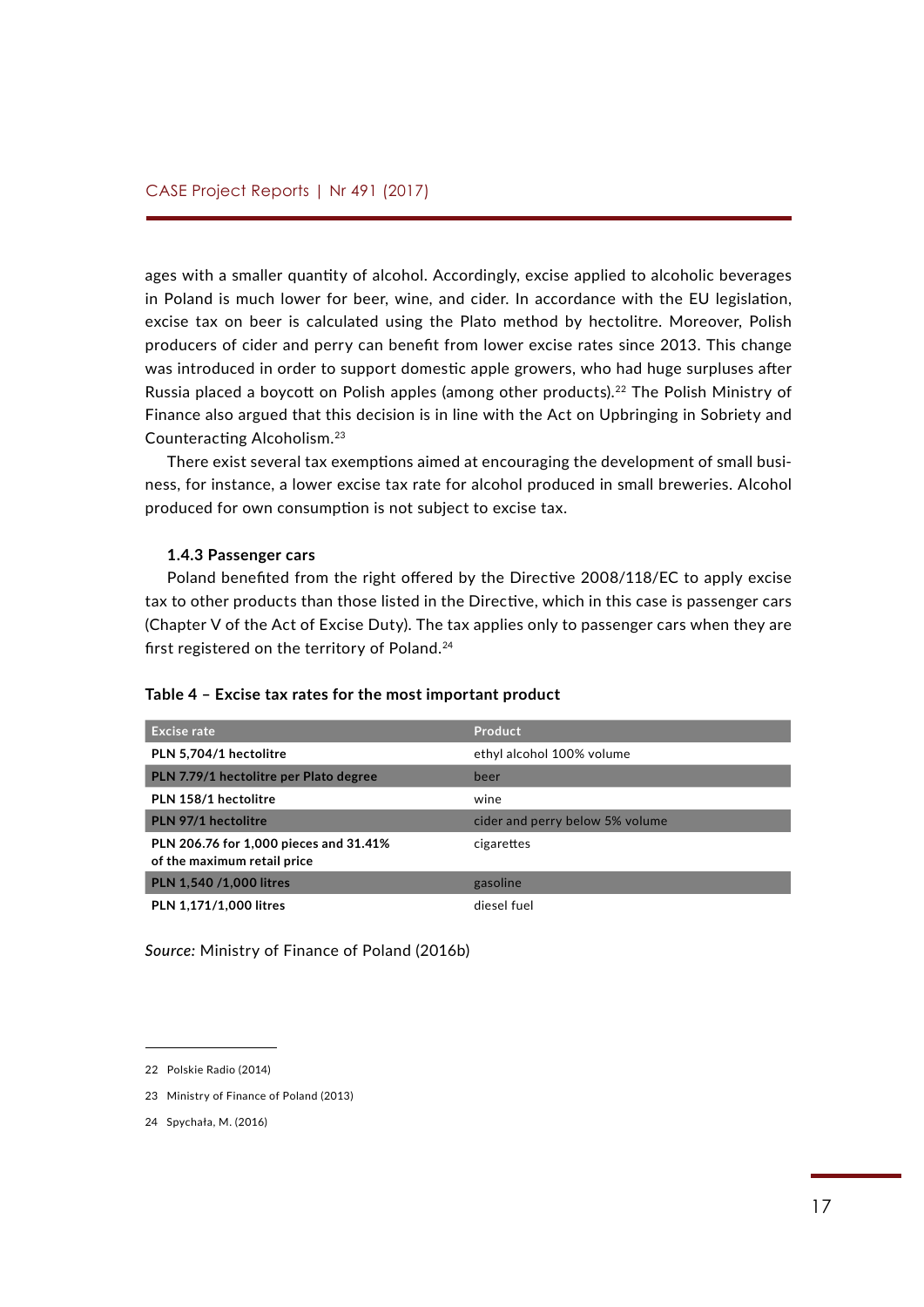ages with a smaller quantity of alcohol. Accordingly, excise applied to alcoholic beverages in Poland is much lower for beer, wine, and cider. In accordance with the EU legislation, excise tax on beer is calculated using the Plato method by hectolitre. Moreover, Polish producers of cider and perry can benefit from lower excise rates since 2013. This change was introduced in order to support domestic apple growers, who had huge surpluses after Russia placed a boycott on Polish apples (among other products).[22] The Polish Ministry of Finance also argued that this decision is in line with the Act on Upbringing in Sobriety and Counteracting Alcoholism.[23]

There exist several tax exemptions aimed at encouraging the development of small business, for instance, a lower excise tax rate for alcohol produced in small breweries. Alcohol produced for own consumption is not subject to excise tax.

### 1.4.3 Passenger cars

Poland benefited from the right offered by the Directive 2008/118/EC to apply excise tax to other products than those listed in the Directive, which in this case is passenger cars (Chapter V of the Act of Excise Duty). The tax applies only to passenger cars when they are first registered on the territory of Poland.[24]

**Table 4 – Excise tax rates for the most important product**

| Excise rate | Product |
|---|---|
| **PLN 5,704/1 hectolitre** | ethyl alcohol 100% volume |
| **PLN 7.79/1 hectolitre per Plato degree** | beer |
| **PLN 158/1 hectolitre** | wine |
| **PLN 97/1 hectolitre** | cider and perry below 5% volume |
| **PLN 206.76 for 1,000 pieces and 31.41% of the maximum retail price** | cigarettes |
| **PLN 1,540 /1,000 litres** | gasoline |
| **PLN 1,171/1,000 litres** | diesel fuel |

*Source:* Ministry of Finance of Poland (2016b)

22 Polskie Radio (2014)

23 Ministry of Finance of Poland (2013)

24 Spychała, M. (2016)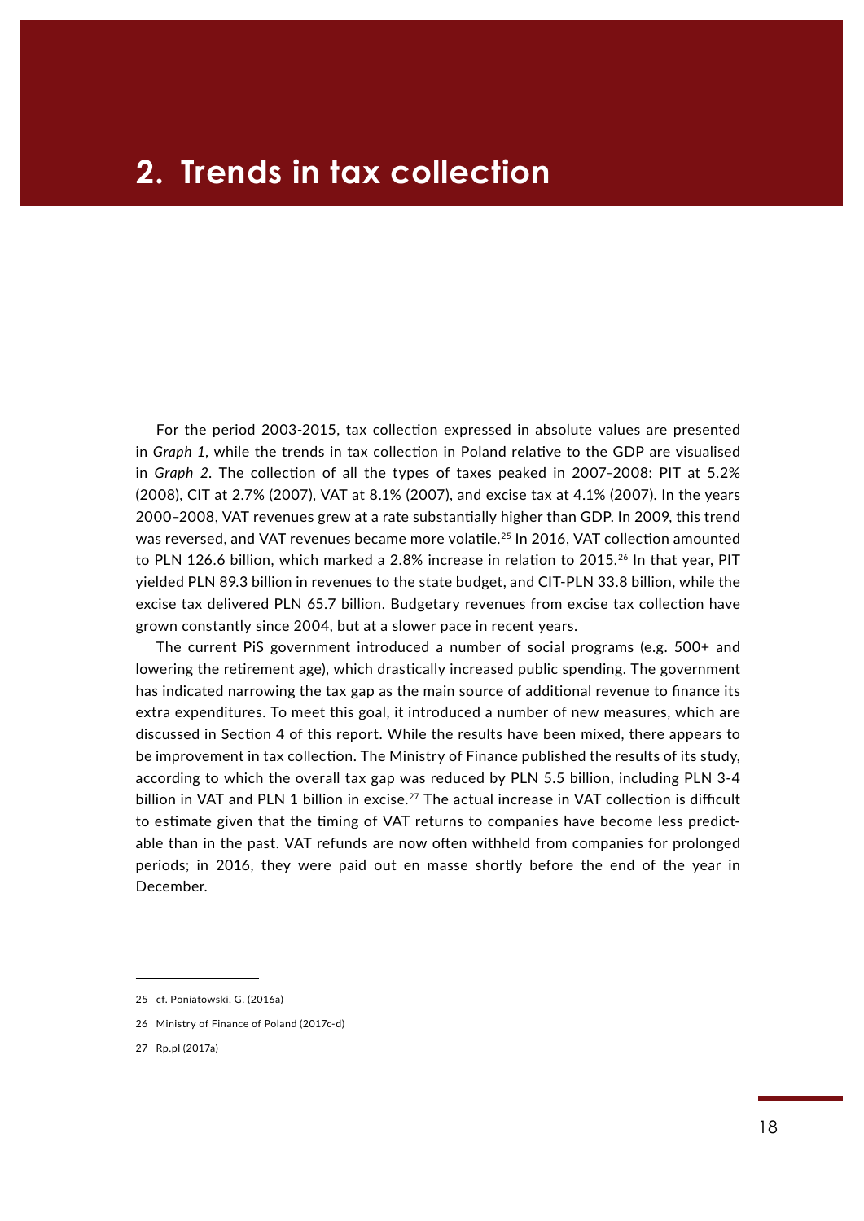# 2. Trends in tax collection

For the period 2003-2015, tax collection expressed in absolute values are presented in *Graph 1*, while the trends in tax collection in Poland relative to the GDP are visualised in *Graph 2*. The collection of all the types of taxes peaked in 2007–2008: PIT at 5.2% (2008), CIT at 2.7% (2007), VAT at 8.1% (2007), and excise tax at 4.1% (2007). In the years 2000–2008, VAT revenues grew at a rate substantially higher than GDP. In 2009, this trend was reversed, and VAT revenues became more volatile.[25] In 2016, VAT collection amounted to PLN 126.6 billion, which marked a 2.8% increase in relation to 2015.[26] In that year, PIT yielded PLN 89.3 billion in revenues to the state budget, and CIT-PLN 33.8 billion, while the excise tax delivered PLN 65.7 billion. Budgetary revenues from excise tax collection have grown constantly since 2004, but at a slower pace in recent years.

The current PiS government introduced a number of social programs (e.g. 500+ and lowering the retirement age), which drastically increased public spending. The government has indicated narrowing the tax gap as the main source of additional revenue to finance its extra expenditures. To meet this goal, it introduced a number of new measures, which are discussed in Section 4 of this report. While the results have been mixed, there appears to be improvement in tax collection. The Ministry of Finance published the results of its study, according to which the overall tax gap was reduced by PLN 5.5 billion, including PLN 3-4 billion in VAT and PLN 1 billion in excise.[27] The actual increase in VAT collection is difficult to estimate given that the timing of VAT returns to companies have become less predictable than in the past. VAT refunds are now often withheld from companies for prolonged periods; in 2016, they were paid out en masse shortly before the end of the year in December.

---

25 cf. Poniatowski, G. (2016a)

26 Ministry of Finance of Poland (2017c-d)

27 Rp.pl (2017a)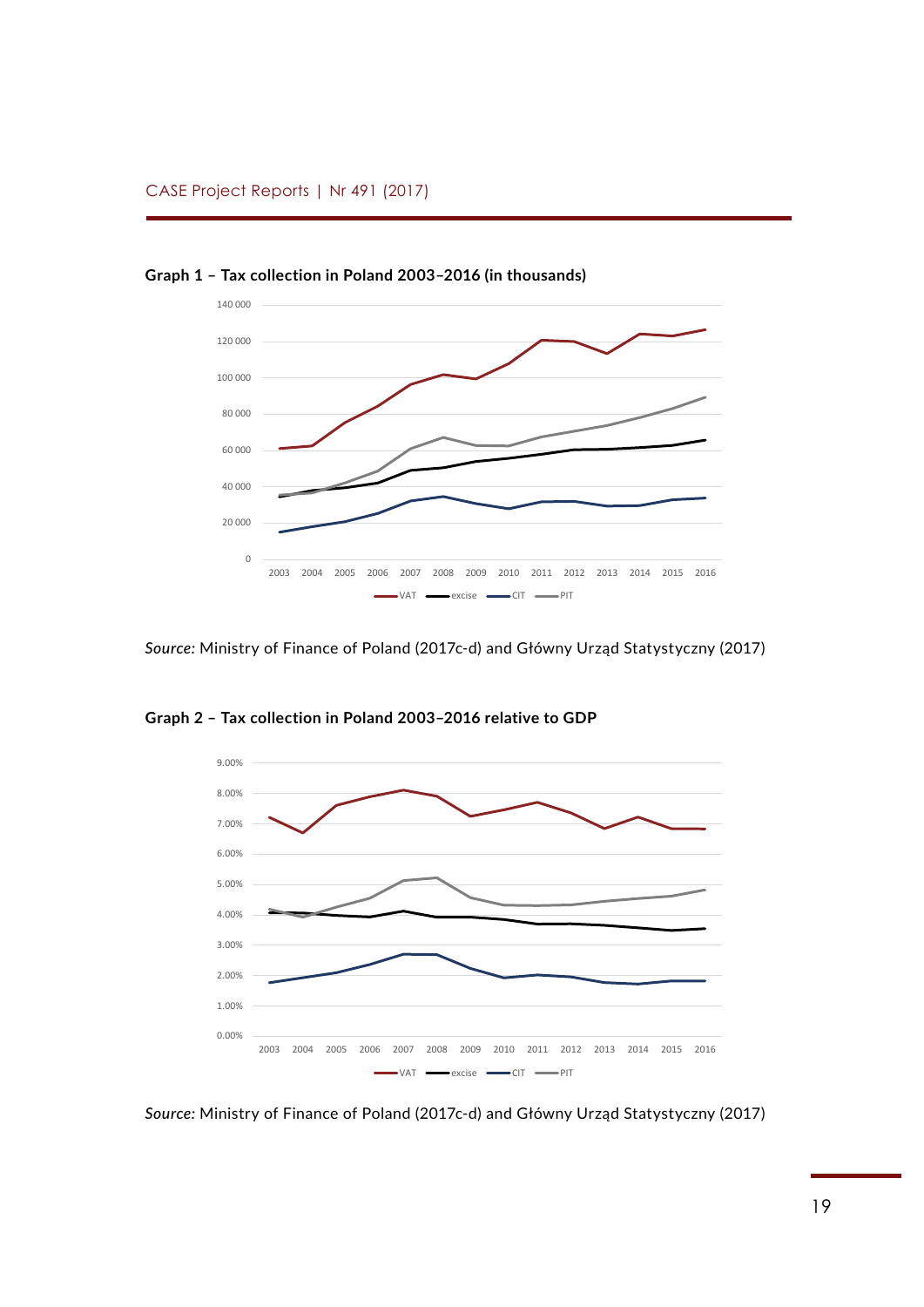**Graph 1 – Tax collection in Poland 2003–2016 (in thousands)**

*Source:* Ministry of Finance of Poland (2017c-d) and Główny Urząd Statystyczny (2017)

**Graph 2 – Tax collection in Poland 2003–2016 relative to GDP**

*Source:* Ministry of Finance of Poland (2017c-d) and Główny Urząd Statystyczny (2017)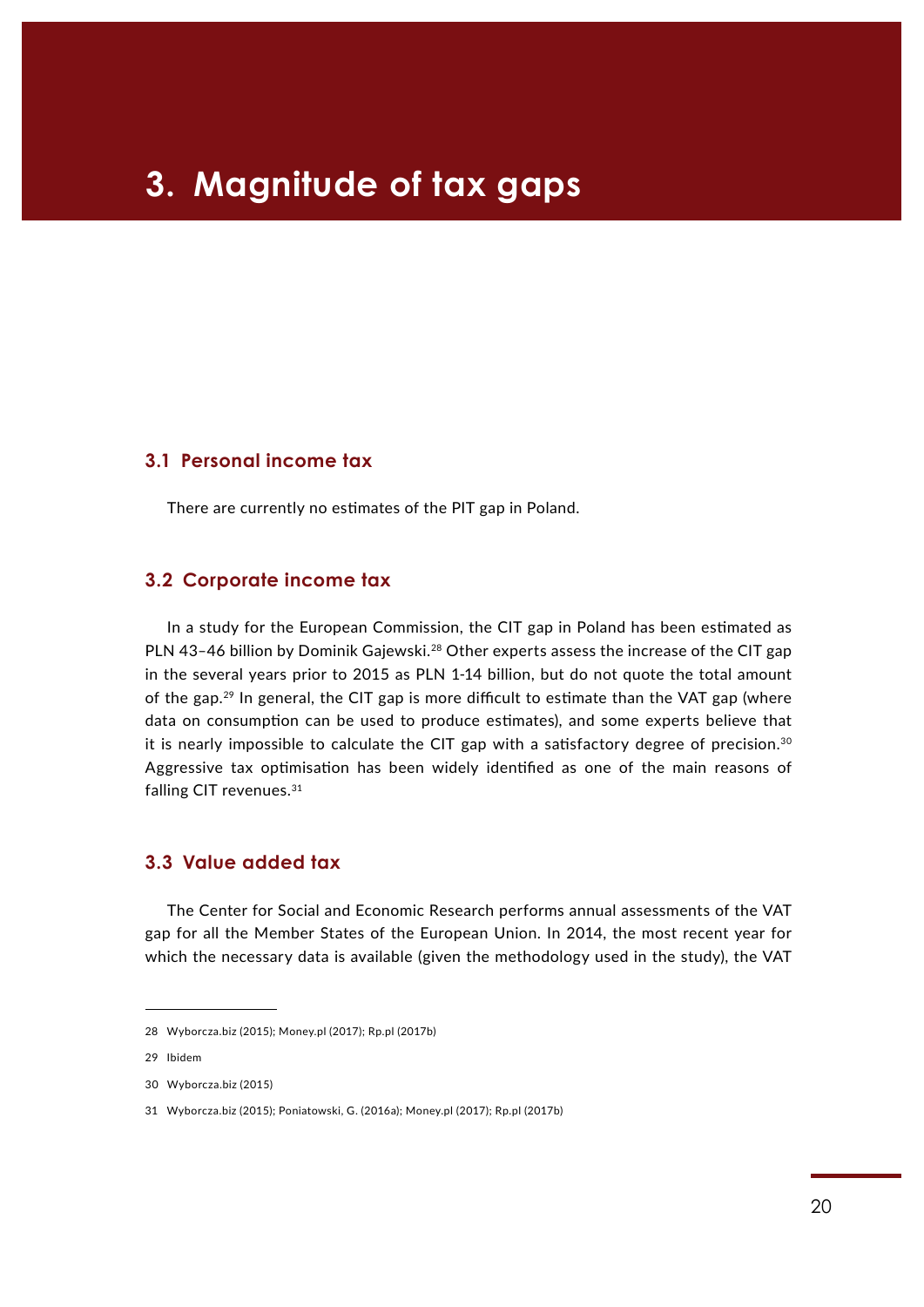# 3. Magnitude of tax gaps

## 3.1 Personal income tax

There are currently no estimates of the PIT gap in Poland.

## 3.2 Corporate income tax

In a study for the European Commission, the CIT gap in Poland has been estimated as PLN 43–46 billion by Dominik Gajewski.[28] Other experts assess the increase of the CIT gap in the several years prior to 2015 as PLN 1-14 billion, but do not quote the total amount of the gap.[29] In general, the CIT gap is more difficult to estimate than the VAT gap (where data on consumption can be used to produce estimates), and some experts believe that it is nearly impossible to calculate the CIT gap with a satisfactory degree of precision.[30] Aggressive tax optimisation has been widely identified as one of the main reasons of falling CIT revenues.[31]

## 3.3 Value added tax

The Center for Social and Economic Research performs annual assessments of the VAT gap for all the Member States of the European Union. In 2014, the most recent year for which the necessary data is available (given the methodology used in the study), the VAT

---

28 Wyborcza.biz (2015); Money.pl (2017); Rp.pl (2017b)

29 Ibidem

30 Wyborcza.biz (2015)

31 Wyborcza.biz (2015); Poniatowski, G. (2016a); Money.pl (2017); Rp.pl (2017b)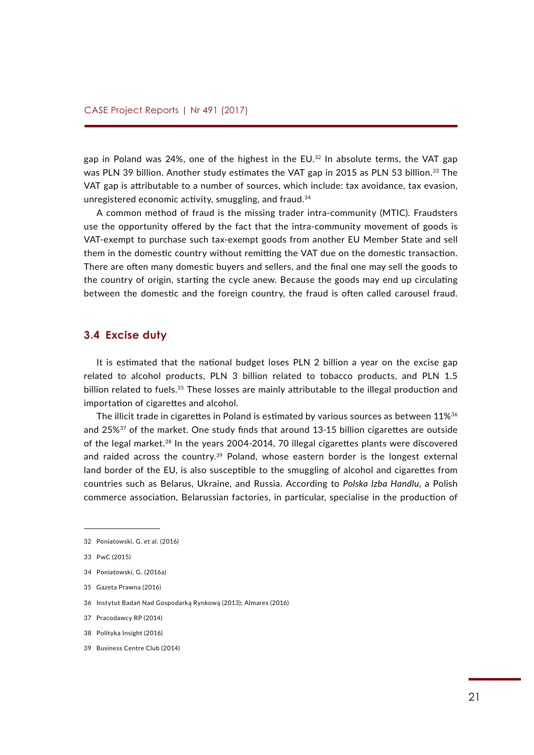gap in Poland was 24%, one of the highest in the EU.[32] In absolute terms, the VAT gap was PLN 39 billion. Another study estimates the VAT gap in 2015 as PLN 53 billion.[33] The VAT gap is attributable to a number of sources, which include: tax avoidance, tax evasion, unregistered economic activity, smuggling, and fraud.[34]

A common method of fraud is the missing trader intra-community (MTIC). Fraudsters use the opportunity offered by the fact that the intra-community movement of goods is VAT-exempt to purchase such tax-exempt goods from another EU Member State and sell them in the domestic country without remitting the VAT due on the domestic transaction. There are often many domestic buyers and sellers, and the final one may sell the goods to the country of origin, starting the cycle anew. Because the goods may end up circulating between the domestic and the foreign country, the fraud is often called carousel fraud.

### 3.4 Excise duty

It is estimated that the national budget loses PLN 2 billion a year on the excise gap related to alcohol products, PLN 3 billion related to tobacco products, and PLN 1.5 billion related to fuels.[35] These losses are mainly attributable to the illegal production and importation of cigarettes and alcohol.

The illicit trade in cigarettes in Poland is estimated by various sources as between 11%[36] and 25%[37] of the market. One study finds that around 13-15 billion cigarettes are outside of the legal market.[38] In the years 2004-2014, 70 illegal cigarettes plants were discovered and raided across the country.[39] Poland, whose eastern border is the longest external land border of the EU, is also susceptible to the smuggling of alcohol and cigarettes from countries such as Belarus, Ukraine, and Russia. According to *Polska Izba Handlu*, a Polish commerce association, Belarussian factories, in particular, specialise in the production of

---

32 Poniatowski, G. et al. (2016)

33 PwC (2015)

34 Poniatowski, G. (2016a)

35 Gazeta Prawna (2016)

36 Instytut Badań Nad Gospodarką Rynkową (2013); Almares (2016)

37 Pracodawcy RP (2014)

38 Polityka Insight (2016)

39 Business Centre Club (2014)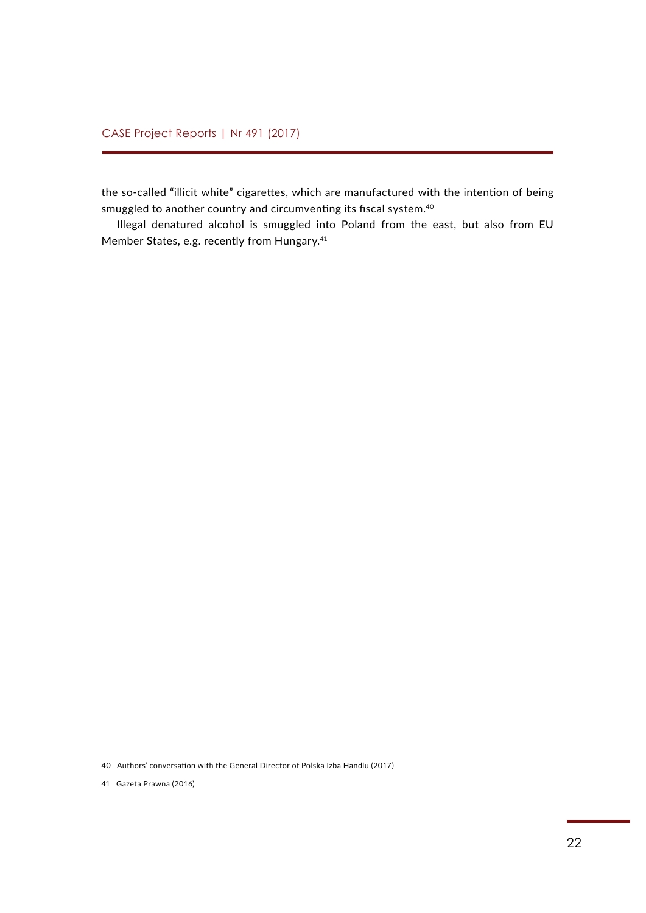the so-called “illicit white” cigarettes, which are manufactured with the intention of being smuggled to another country and circumventing its fiscal system.[40]

Illegal denatured alcohol is smuggled into Poland from the east, but also from EU Member States, e.g. recently from Hungary.[41]

---

40 Authors' conversation with the General Director of Polska Izba Handlu (2017)

41 Gazeta Prawna (2016)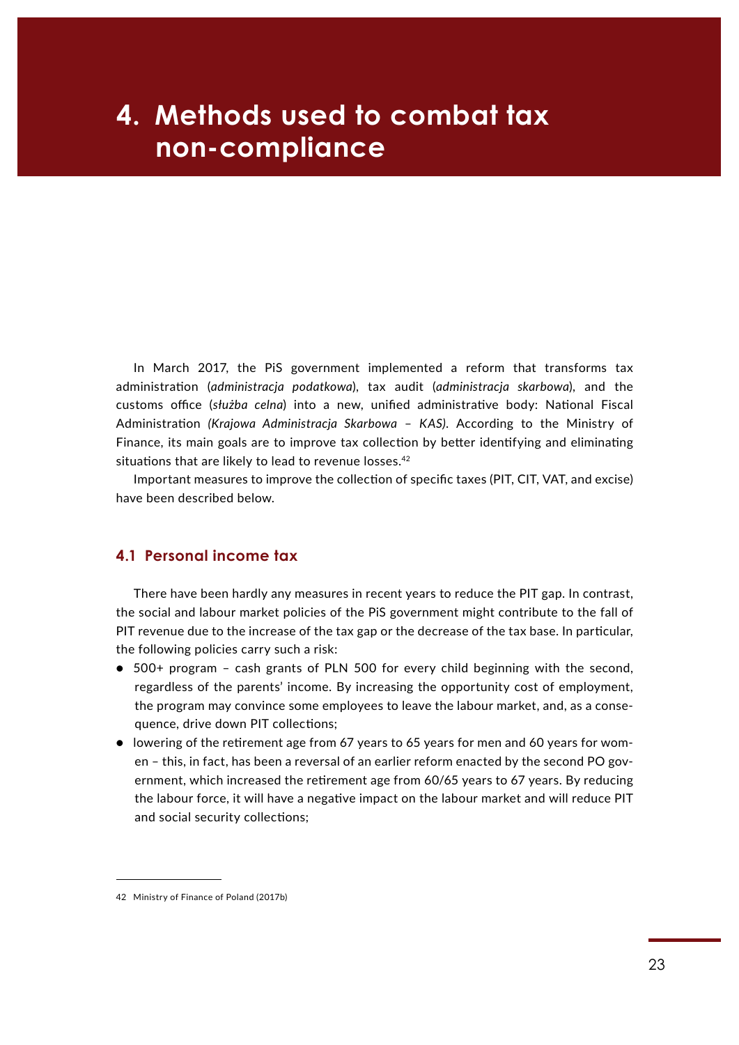# 4. Methods used to combat tax non-compliance

In March 2017, the PiS government implemented a reform that transforms tax administration (*administracja podatkowa*), tax audit (*administracja skarbowa*), and the customs office (*służba celna*) into a new, unified administrative body: National Fiscal Administration *(Krajowa Administracja Skarbowa – KAS)*. According to the Ministry of Finance, its main goals are to improve tax collection by better identifying and eliminating situations that are likely to lead to revenue losses.[42]

Important measures to improve the collection of specific taxes (PIT, CIT, VAT, and excise) have been described below.

## 4.1 Personal income tax

There have been hardly any measures in recent years to reduce the PIT gap. In contrast, the social and labour market policies of the PiS government might contribute to the fall of PIT revenue due to the increase of the tax gap or the decrease of the tax base. In particular, the following policies carry such a risk:

- 500+ program – cash grants of PLN 500 for every child beginning with the second, regardless of the parents' income. By increasing the opportunity cost of employment, the program may convince some employees to leave the labour market, and, as a consequence, drive down PIT collections;
- lowering of the retirement age from 67 years to 65 years for men and 60 years for women – this, in fact, has been a reversal of an earlier reform enacted by the second PO government, which increased the retirement age from 60/65 years to 67 years. By reducing the labour force, it will have a negative impact on the labour market and will reduce PIT and social security collections;

---

42 Ministry of Finance of Poland (2017b)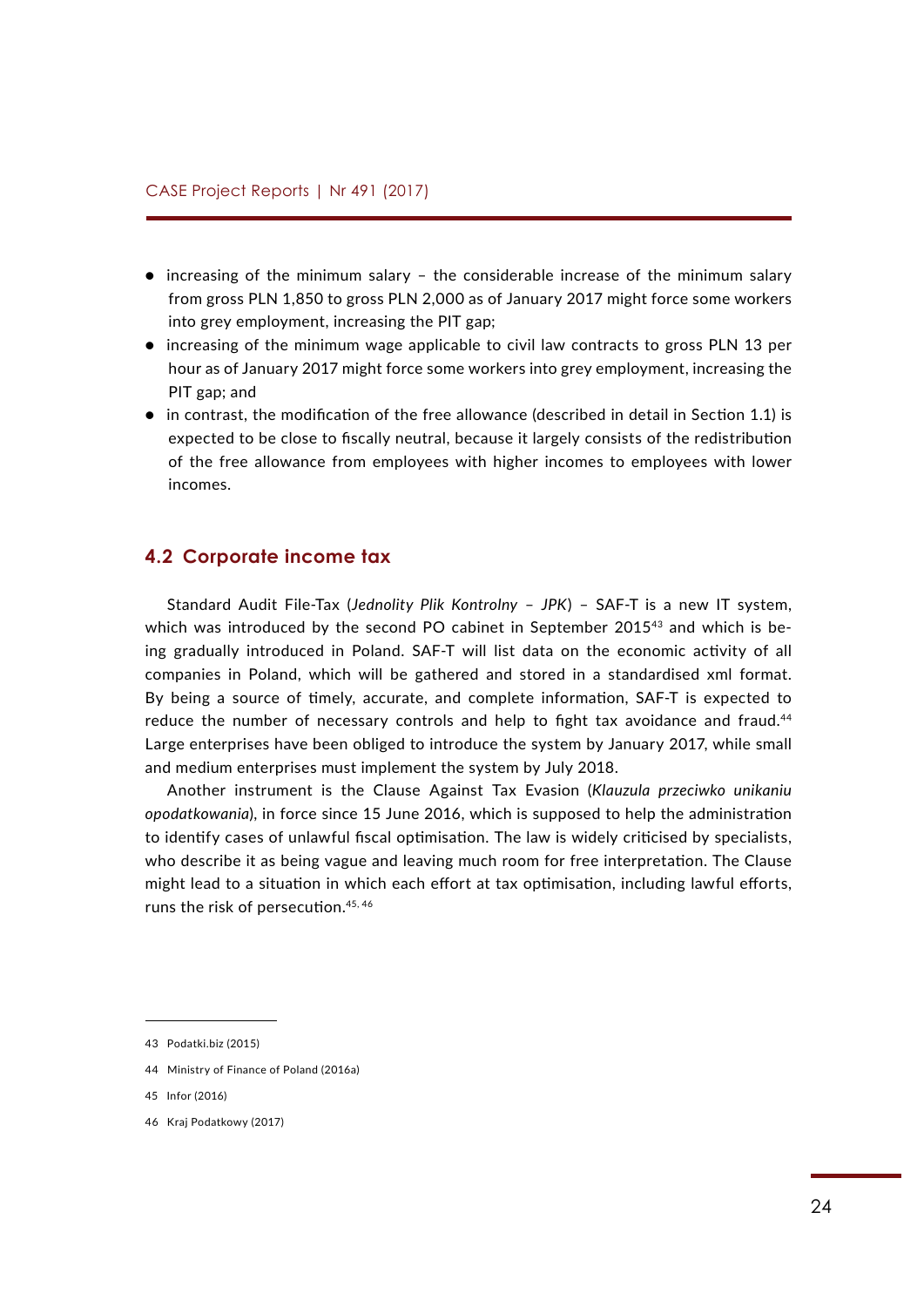- increasing of the minimum salary – the considerable increase of the minimum salary from gross PLN 1,850 to gross PLN 2,000 as of January 2017 might force some workers into grey employment, increasing the PIT gap;
- increasing of the minimum wage applicable to civil law contracts to gross PLN 13 per hour as of January 2017 might force some workers into grey employment, increasing the PIT gap; and
- in contrast, the modification of the free allowance (described in detail in Section 1.1) is expected to be close to fiscally neutral, because it largely consists of the redistribution of the free allowance from employees with higher incomes to employees with lower incomes.

## 4.2 Corporate income tax

Standard Audit File-Tax (*Jednolity Plik Kontrolny – JPK*) – SAF-T is a new IT system, which was introduced by the second PO cabinet in September 2015[43] and which is being gradually introduced in Poland. SAF-T will list data on the economic activity of all companies in Poland, which will be gathered and stored in a standardised xml format. By being a source of timely, accurate, and complete information, SAF-T is expected to reduce the number of necessary controls and help to fight tax avoidance and fraud.[44] Large enterprises have been obliged to introduce the system by January 2017, while small and medium enterprises must implement the system by July 2018.

Another instrument is the Clause Against Tax Evasion (*Klauzula przeciwko unikaniu opodatkowania*), in force since 15 June 2016, which is supposed to help the administration to identify cases of unlawful fiscal optimisation. The law is widely criticised by specialists, who describe it as being vague and leaving much room for free interpretation. The Clause might lead to a situation in which each effort at tax optimisation, including lawful efforts, runs the risk of persecution.[45, 46]

---

43 Podatki.biz (2015)

44 Ministry of Finance of Poland (2016a)

45 Infor (2016)

46 Kraj Podatkowy (2017)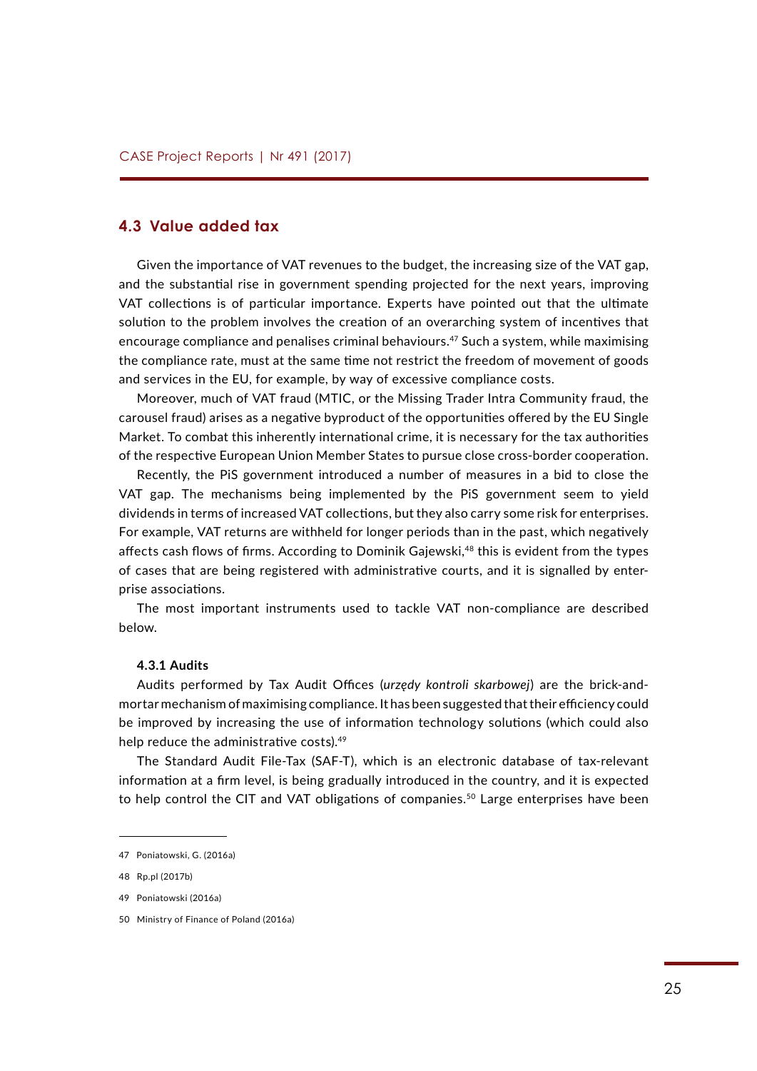### 4.3 Value added tax

Given the importance of VAT revenues to the budget, the increasing size of the VAT gap, and the substantial rise in government spending projected for the next years, improving VAT collections is of particular importance. Experts have pointed out that the ultimate solution to the problem involves the creation of an overarching system of incentives that encourage compliance and penalises criminal behaviours.[47] Such a system, while maximising the compliance rate, must at the same time not restrict the freedom of movement of goods and services in the EU, for example, by way of excessive compliance costs.

Moreover, much of VAT fraud (MTIC, or the Missing Trader Intra Community fraud, the carousel fraud) arises as a negative byproduct of the opportunities offered by the EU Single Market. To combat this inherently international crime, it is necessary for the tax authorities of the respective European Union Member States to pursue close cross-border cooperation.

Recently, the PiS government introduced a number of measures in a bid to close the VAT gap. The mechanisms being implemented by the PiS government seem to yield dividends in terms of increased VAT collections, but they also carry some risk for enterprises. For example, VAT returns are withheld for longer periods than in the past, which negatively affects cash flows of firms. According to Dominik Gajewski,[48] this is evident from the types of cases that are being registered with administrative courts, and it is signalled by enterprise associations.

The most important instruments used to tackle VAT non-compliance are described below.

#### 4.3.1 Audits

Audits performed by Tax Audit Offices (*urzędy kontroli skarbowej*) are the brick-and-mortar mechanism of maximising compliance. It has been suggested that their efficiency could be improved by increasing the use of information technology solutions (which could also help reduce the administrative costs).[49]

The Standard Audit File-Tax (SAF-T), which is an electronic database of tax-relevant information at a firm level, is being gradually introduced in the country, and it is expected to help control the CIT and VAT obligations of companies.[50] Large enterprises have been

---

47 Poniatowski, G. (2016a)

48 Rp.pl (2017b)

49 Poniatowski (2016a)

50 Ministry of Finance of Poland (2016a)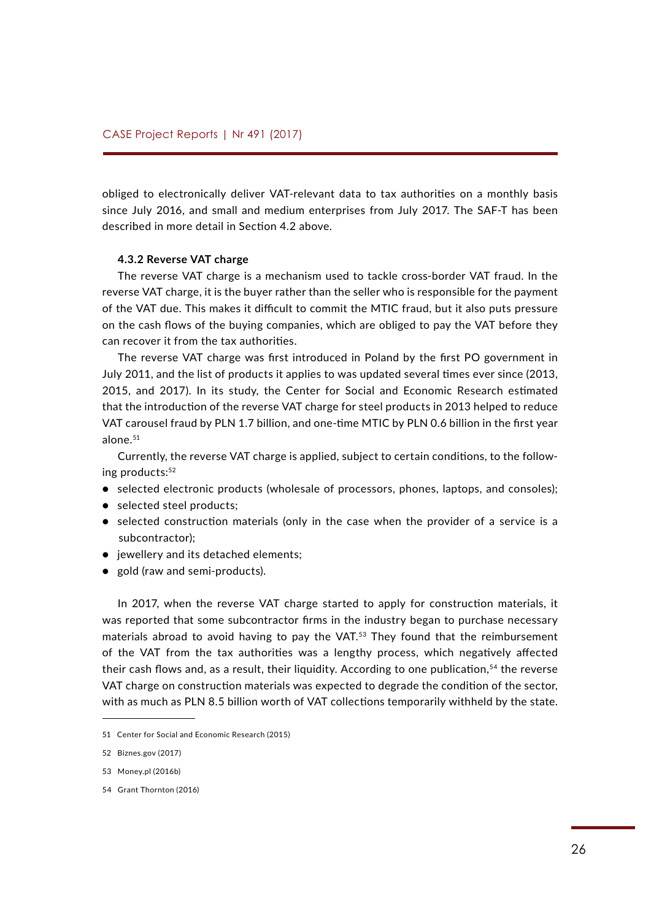obliged to electronically deliver VAT-relevant data to tax authorities on a monthly basis since July 2016, and small and medium enterprises from July 2017. The SAF-T has been described in more detail in Section 4.2 above.

### 4.3.2 Reverse VAT charge

The reverse VAT charge is a mechanism used to tackle cross-border VAT fraud. In the reverse VAT charge, it is the buyer rather than the seller who is responsible for the payment of the VAT due. This makes it difficult to commit the MTIC fraud, but it also puts pressure on the cash flows of the buying companies, which are obliged to pay the VAT before they can recover it from the tax authorities.

The reverse VAT charge was first introduced in Poland by the first PO government in July 2011, and the list of products it applies to was updated several times ever since (2013, 2015, and 2017). In its study, the Center for Social and Economic Research estimated that the introduction of the reverse VAT charge for steel products in 2013 helped to reduce VAT carousel fraud by PLN 1.7 billion, and one-time MTIC by PLN 0.6 billion in the first year alone.[51]

Currently, the reverse VAT charge is applied, subject to certain conditions, to the following products:[52]

- selected electronic products (wholesale of processors, phones, laptops, and consoles);
- selected steel products;
- selected construction materials (only in the case when the provider of a service is a subcontractor);
- jewellery and its detached elements;
- gold (raw and semi-products).

In 2017, when the reverse VAT charge started to apply for construction materials, it was reported that some subcontractor firms in the industry began to purchase necessary materials abroad to avoid having to pay the VAT.[53] They found that the reimbursement of the VAT from the tax authorities was a lengthy process, which negatively affected their cash flows and, as a result, their liquidity. According to one publication,[54] the reverse VAT charge on construction materials was expected to degrade the condition of the sector, with as much as PLN 8.5 billion worth of VAT collections temporarily withheld by the state.

---

51 Center for Social and Economic Research (2015)

52 Biznes.gov (2017)

53 Money.pl (2016b)

54 Grant Thornton (2016)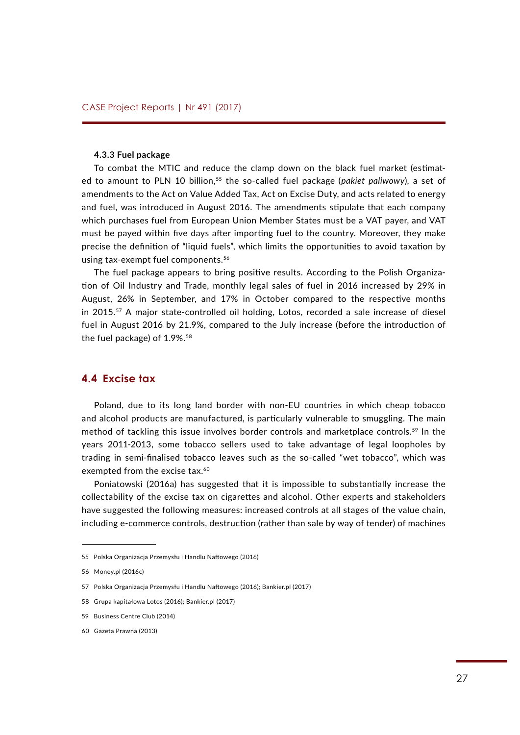#### 4.3.3 Fuel package

To combat the MTIC and reduce the clamp down on the black fuel market (estimated to amount to PLN 10 billion,[55] the so-called fuel package (*pakiet paliwowy*), a set of amendments to the Act on Value Added Tax, Act on Excise Duty, and acts related to energy and fuel, was introduced in August 2016. The amendments stipulate that each company which purchases fuel from European Union Member States must be a VAT payer, and VAT must be payed within five days after importing fuel to the country. Moreover, they make precise the definition of "liquid fuels", which limits the opportunities to avoid taxation by using tax-exempt fuel components.[56]

The fuel package appears to bring positive results. According to the Polish Organization of Oil Industry and Trade, monthly legal sales of fuel in 2016 increased by 29% in August, 26% in September, and 17% in October compared to the respective months in 2015.[57] A major state-controlled oil holding, Lotos, recorded a sale increase of diesel fuel in August 2016 by 21.9%, compared to the July increase (before the introduction of the fuel package) of 1.9%.[58]

## 4.4 Excise tax

Poland, due to its long land border with non-EU countries in which cheap tobacco and alcohol products are manufactured, is particularly vulnerable to smuggling. The main method of tackling this issue involves border controls and marketplace controls.[59] In the years 2011-2013, some tobacco sellers used to take advantage of legal loopholes by trading in semi-finalised tobacco leaves such as the so-called "wet tobacco", which was exempted from the excise tax.[60]

Poniatowski (2016a) has suggested that it is impossible to substantially increase the collectability of the excise tax on cigarettes and alcohol. Other experts and stakeholders have suggested the following measures: increased controls at all stages of the value chain, including e-commerce controls, destruction (rather than sale by way of tender) of machines

---

55 Polska Organizacja Przemysłu i Handlu Naftowego (2016)

56 Money.pl (2016c)

57 Polska Organizacja Przemysłu i Handlu Naftowego (2016); Bankier.pl (2017)

58 Grupa kapitałowa Lotos (2016); Bankier.pl (2017)

59 Business Centre Club (2014)

60 Gazeta Prawna (2013)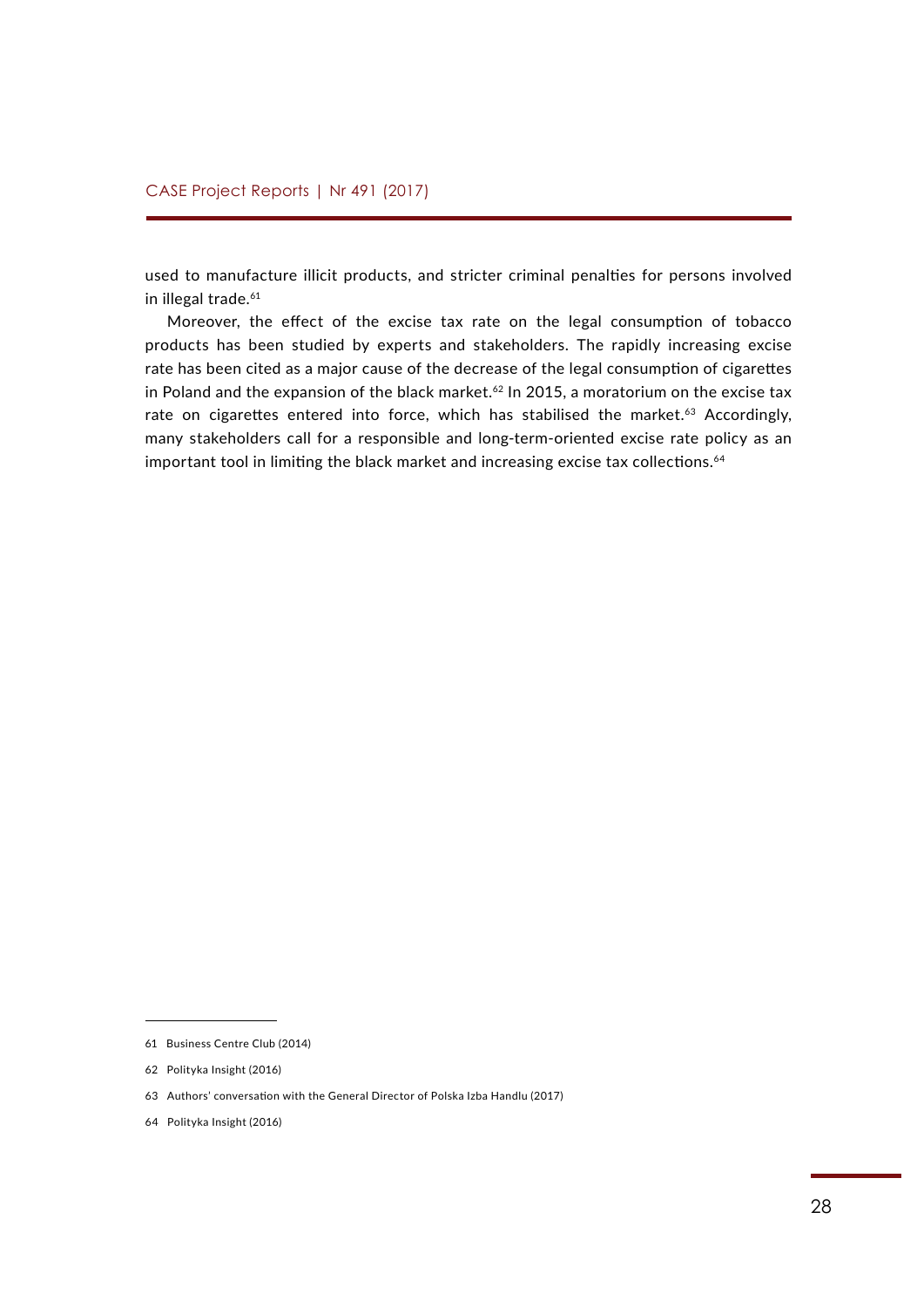used to manufacture illicit products, and stricter criminal penalties for persons involved in illegal trade.[61]

Moreover, the effect of the excise tax rate on the legal consumption of tobacco products has been studied by experts and stakeholders. The rapidly increasing excise rate has been cited as a major cause of the decrease of the legal consumption of cigarettes in Poland and the expansion of the black market.[62] In 2015, a moratorium on the excise tax rate on cigarettes entered into force, which has stabilised the market.[63] Accordingly, many stakeholders call for a responsible and long-term-oriented excise rate policy as an important tool in limiting the black market and increasing excise tax collections.[64]

---

61 Business Centre Club (2014)

62 Polityka Insight (2016)

63 Authors' conversation with the General Director of Polska Izba Handlu (2017)

64 Polityka Insight (2016)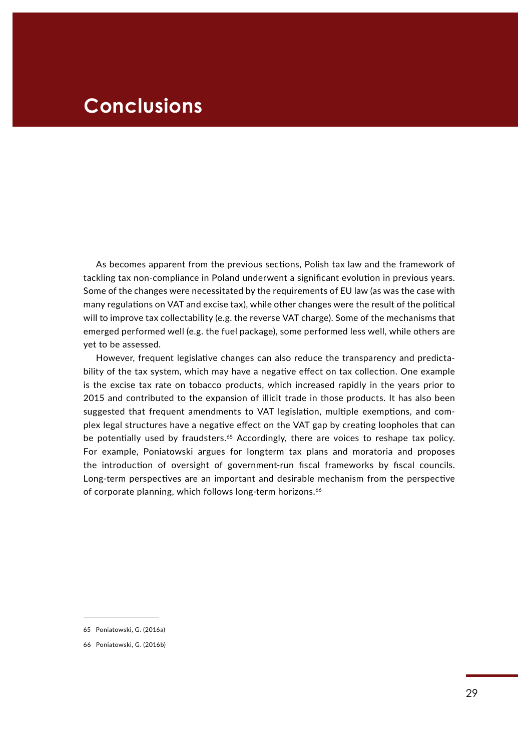# Conclusions

As becomes apparent from the previous sections, Polish tax law and the framework of tackling tax non-compliance in Poland underwent a significant evolution in previous years. Some of the changes were necessitated by the requirements of EU law (as was the case with many regulations on VAT and excise tax), while other changes were the result of the political will to improve tax collectability (e.g. the reverse VAT charge). Some of the mechanisms that emerged performed well (e.g. the fuel package), some performed less well, while others are yet to be assessed.

However, frequent legislative changes can also reduce the transparency and predictability of the tax system, which may have a negative effect on tax collection. One example is the excise tax rate on tobacco products, which increased rapidly in the years prior to 2015 and contributed to the expansion of illicit trade in those products. It has also been suggested that frequent amendments to VAT legislation, multiple exemptions, and complex legal structures have a negative effect on the VAT gap by creating loopholes that can be potentially used by fraudsters.[65] Accordingly, there are voices to reshape tax policy. For example, Poniatowski argues for longterm tax plans and moratoria and proposes the introduction of oversight of government-run fiscal frameworks by fiscal councils. Long-term perspectives are an important and desirable mechanism from the perspective of corporate planning, which follows long-term horizons.[66]

---

65 Poniatowski, G. (2016a)

66 Poniatowski, G. (2016b)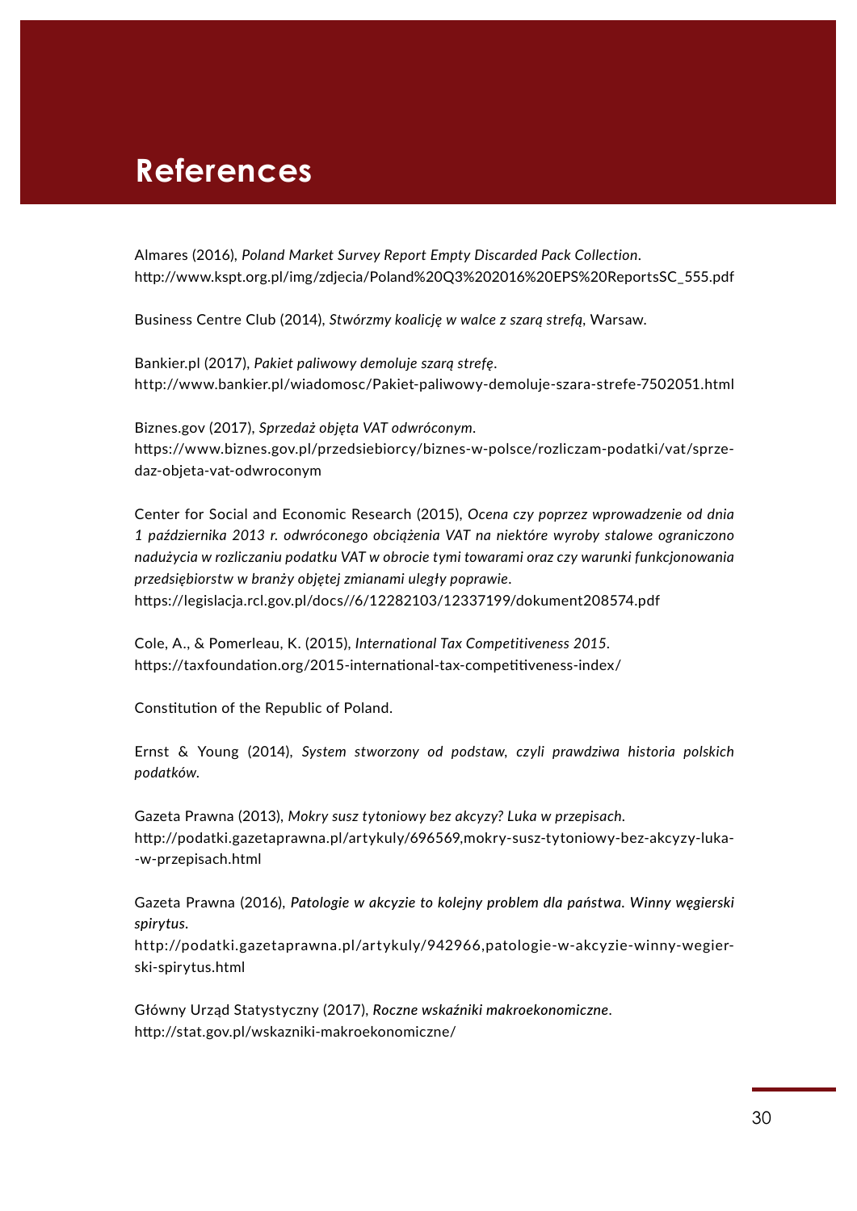# References

Almares (2016), *Poland Market Survey Report Empty Discarded Pack Collection*. http://www.kspt.org.pl/img/zdjecia/Poland%20Q3%202016%20EPS%20ReportsSC_555.pdf

Business Centre Club (2014), *Stwórzmy koalicję w walce z szarą strefą*, Warsaw.

Bankier.pl (2017), *Pakiet paliwowy demoluje szarą strefę*. http://www.bankier.pl/wiadomosc/Pakiet-paliwowy-demoluje-szara-strefe-7502051.html

Biznes.gov (2017), *Sprzedaż objęta VAT odwróconym*. https://www.biznes.gov.pl/przedsiebiorcy/biznes-w-polsce/rozliczam-podatki/vat/sprzedaz-objeta-vat-odwroconym

Center for Social and Economic Research (2015), *Ocena czy poprzez wprowadzenie od dnia 1 października 2013 r. odwróconego obciążenia VAT na niektóre wyroby stalowe ograniczono nadużycia w rozliczaniu podatku VAT w obrocie tymi towarami oraz czy warunki funkcjonowania przedsiębiorstw w branży objętej zmianami uległy poprawie*. https://legislacja.rcl.gov.pl/docs//6/12282103/12337199/dokument208574.pdf

Cole, A., & Pomerleau, K. (2015), *International Tax Competitiveness 2015*. https://taxfoundation.org/2015-international-tax-competitiveness-index/

Constitution of the Republic of Poland.

Ernst & Young (2014), *System stworzony od podstaw, czyli prawdziwa historia polskich podatków*.

Gazeta Prawna (2013), *Mokry susz tytoniowy bez akcyzy? Luka w przepisach*. http://podatki.gazetaprawna.pl/artykuly/696569,mokry-susz-tytoniowy-bez-akcyzy-luka--w-przepisach.html

Gazeta Prawna (2016), *Patologie w akcyzie to kolejny problem dla państwa. Winny węgierski spirytus*. http://podatki.gazetaprawna.pl/artykuly/942966,patologie-w-akcyzie-winny-wegierski-spirytus.html

Główny Urząd Statystyczny (2017), *Roczne wskaźniki makroekonomiczne*. http://stat.gov.pl/wskazniki-makroekonomiczne/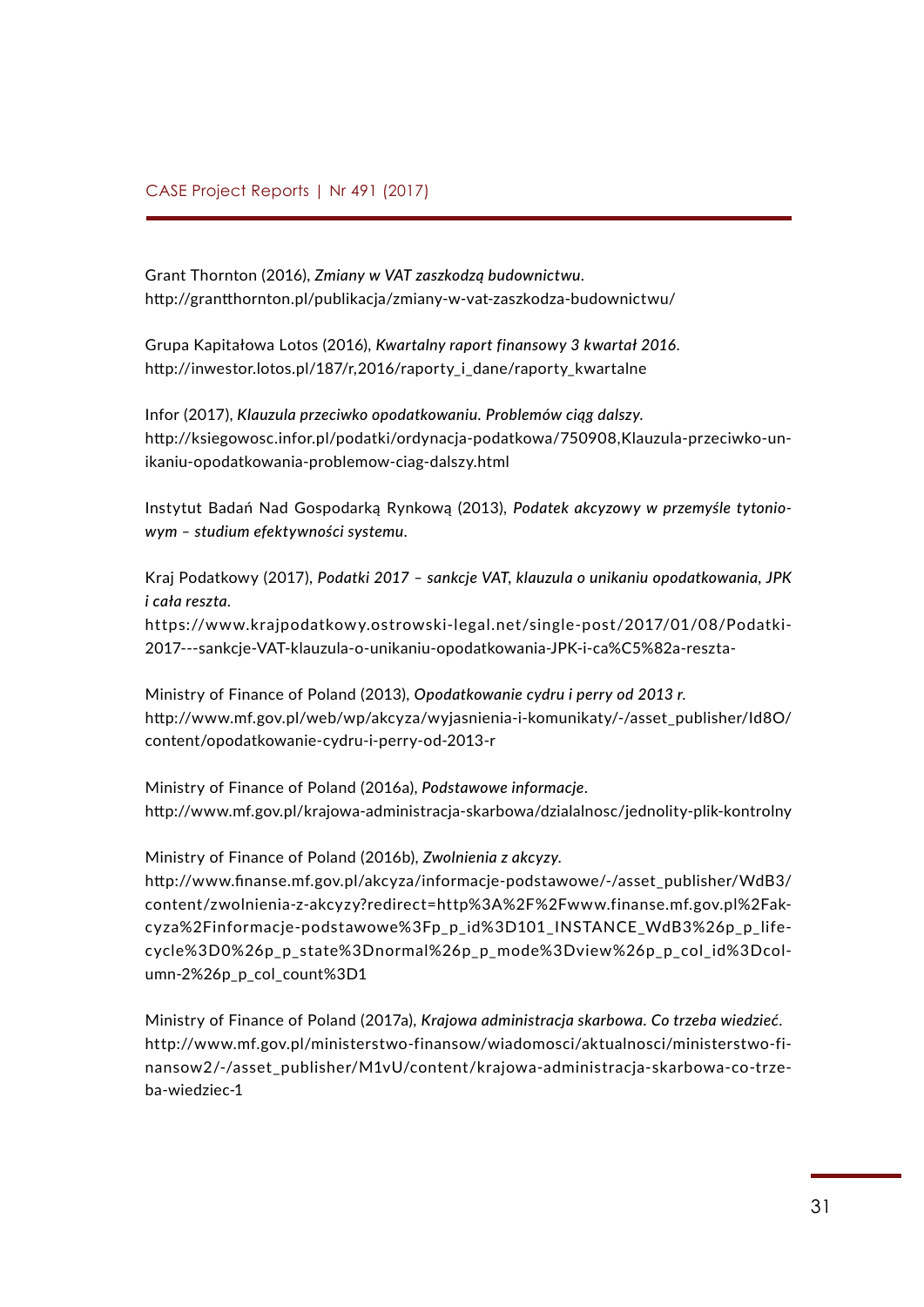Grant Thornton (2016), *Zmiany w VAT zaszkodzą budownictwu*.
http://grantthornton.pl/publikacja/zmiany-w-vat-zaszkodza-budownictwu/

Grupa Kapitałowa Lotos (2016), *Kwartalny raport finansowy 3 kwartał 2016*.
http://inwestor.lotos.pl/187/r,2016/raporty_i_dane/raporty_kwartalne

Infor (2017), *Klauzula przeciwko opodatkowaniu. Problemów ciąg dalszy*.
http://ksiegowosc.infor.pl/podatki/ordynacja-podatkowa/750908,Klauzula-przeciwko-unikaniu-opodatkowania-problemow-ciag-dalszy.html

Instytut Badań Nad Gospodarką Rynkową (2013), *Podatek akcyzowy w przemyśle tytoniowym – studium efektywności systemu*.

Kraj Podatkowy (2017), *Podatki 2017 – sankcje VAT, klauzula o unikaniu opodatkowania, JPK i cała reszta*.
https://www.krajpodatkowy.ostrowski-legal.net/single-post/2017/01/08/Podatki-2017---sankcje-VAT-klauzula-o-unikaniu-opodatkowania-JPK-i-ca%C5%82a-reszta-

Ministry of Finance of Poland (2013), *Opodatkowanie cydru i perry od 2013 r*.
http://www.mf.gov.pl/web/wp/akcyza/wyjasnienia-i-komunikaty/-/asset_publisher/Id8O/content/opodatkowanie-cydru-i-perry-od-2013-r

Ministry of Finance of Poland (2016a), *Podstawowe informacje*.
http://www.mf.gov.pl/krajowa-administracja-skarbowa/dzialalnosc/jednolity-plik-kontrolny

Ministry of Finance of Poland (2016b), *Zwolnienia z akcyzy*.
http://www.finanse.mf.gov.pl/akcyza/informacje-podstawowe/-/asset_publisher/WdB3/content/zwolnienia-z-akcyzy?redirect=http%3A%2F%2Fwww.finanse.mf.gov.pl%2Fakcyza%2Finformacje-podstawowe%3Fp_p_id%3D101_INSTANCE_WdB3%26p_p_lifecycle%3D0%26p_p_state%3Dnormal%26p_p_mode%3Dview%26p_p_col_id%3Dcolumn-2%26p_p_col_count%3D1

Ministry of Finance of Poland (2017a), *Krajowa administracja skarbowa. Co trzeba wiedzieć*.
http://www.mf.gov.pl/ministerstwo-finansow/wiadomosci/aktualnosci/ministerstwo-finansow2/-/asset_publisher/M1vU/content/krajowa-administracja-skarbowa-co-trzeba-wiedziec-1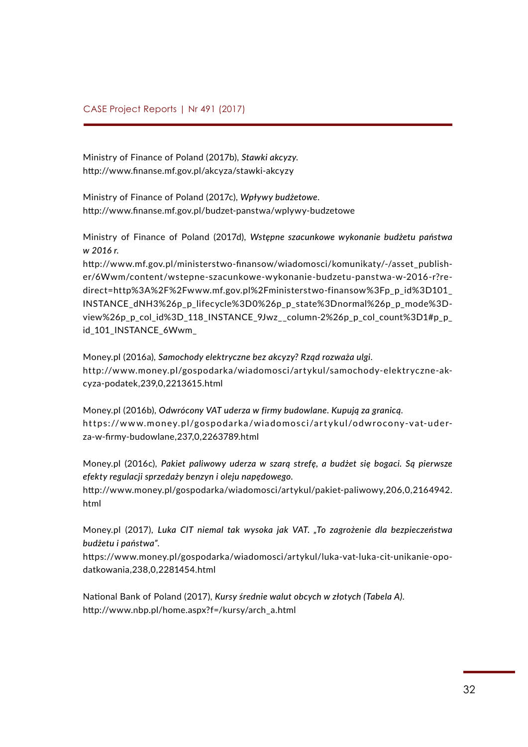Ministry of Finance of Poland (2017b), *Stawki akcyzy.*
http://www.finanse.mf.gov.pl/akcyza/stawki-akcyzy

Ministry of Finance of Poland (2017c), *Wpływy budżetowe*.
http://www.finanse.mf.gov.pl/budzet-panstwa/wplywy-budzetowe

Ministry of Finance of Poland (2017d), *Wstępne szacunkowe wykonanie budżetu państwa w 2016 r.*
http://www.mf.gov.pl/ministerstwo-finansow/wiadomosci/komunikaty/-/asset_publisher/6Wwm/content/wstepne-szacunkowe-wykonanie-budzetu-panstwa-w-2016-r?redirect=http%3A%2F%2Fwww.mf.gov.pl%2Fministerstwo-finansow%3Fp_p_id%3D101_INSTANCE_dNH3%26p_p_lifecycle%3D0%26p_p_state%3Dnormal%26p_p_mode%3Dview%26p_p_col_id%3D_118_INSTANCE_9Jwz__column-2%26p_p_col_count%3D1#p_p_id_101_INSTANCE_6Wwm_

Money.pl (2016a), *Samochody elektryczne bez akcyzy? Rząd rozważa ulgi*.
http://www.money.pl/gospodarka/wiadomosci/artykul/samochody-elektryczne-akcyza-podatek,239,0,2213615.html

Money.pl (2016b), *Odwrócony VAT uderza w firmy budowlane. Kupują za granicą*.
https://www.money.pl/gospodarka/wiadomosci/artykul/odwrocony-vat-uderza-w-firmy-budowlane,237,0,2263789.html

Money.pl (2016c), *Pakiet paliwowy uderza w szarą strefę, a budżet się bogaci. Są pierwsze efekty regulacji sprzedaży benzyn i oleju napędowego*.
http://www.money.pl/gospodarka/wiadomosci/artykul/pakiet-paliwowy,206,0,2164942.html

Money.pl (2017), *Luka CIT niemal tak wysoka jak VAT. „To zagrożenie dla bezpieczeństwa budżetu i państwa"*.
https://www.money.pl/gospodarka/wiadomosci/artykul/luka-vat-luka-cit-unikanie-opodatkowania,238,0,2281454.html

National Bank of Poland (2017), *Kursy średnie walut obcych w złotych (Tabela A)*.
http://www.nbp.pl/home.aspx?f=/kursy/arch_a.html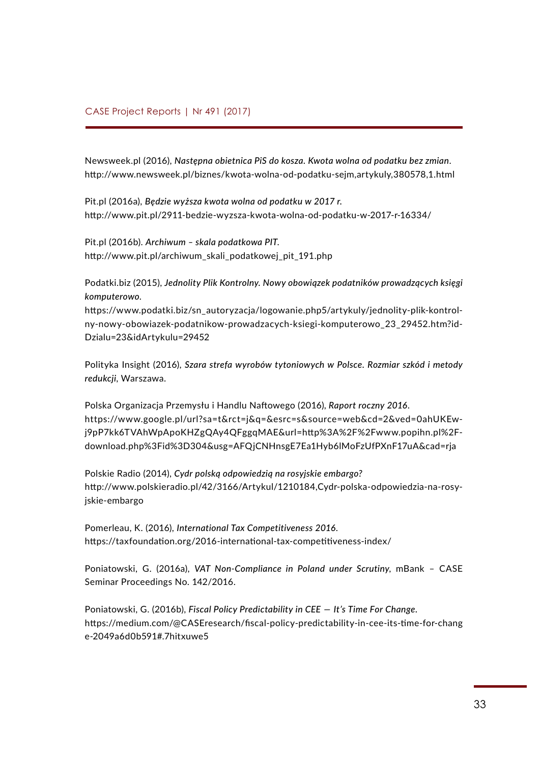Newsweek.pl (2016), *Następna obietnica PiS do kosza. Kwota wolna od podatku bez zmian*. http://www.newsweek.pl/biznes/kwota-wolna-od-podatku-sejm,artykuly,380578,1.html

Pit.pl (2016a), *Będzie wyższa kwota wolna od podatku w 2017 r.* http://www.pit.pl/2911-bedzie-wyzsza-kwota-wolna-od-podatku-w-2017-r-16334/

Pit.pl (2016b). *Archiwum – skala podatkowa PIT.* http://www.pit.pl/archiwum_skali_podatkowej_pit_191.php

Podatki.biz (2015), *Jednolity Plik Kontrolny. Nowy obowiązek podatników prowadzących księgi komputerowo.* https://www.podatki.biz/sn_autoryzacja/logowanie.php5/artykuly/jednolity-plik-kontrolny-nowy-obowiazek-podatnikow-prowadzacych-ksiegi-komputerowo_23_29452.htm?idDzialu=23&idArtykulu=29452

Polityka Insight (2016), *Szara strefa wyrobów tytoniowych w Polsce. Rozmiar szkód i metody redukcji*, Warszawa.

Polska Organizacja Przemysłu i Handlu Naftowego (2016), *Raport roczny 2016.* https://www.google.pl/url?sa=t&rct=j&q=&esrc=s&source=web&cd=2&ved=0ahUKEwj9pP7kk6TVAhWpApoKHZgQAy4QFggqMAE&url=http%3A%2F%2Fwww.popihn.pl%2Fdownload.php%3Fid%3D304&usg=AFQjCNHnsgE7Ea1Hyb6lMoFzUfPXnF17uA&cad=rja

Polskie Radio (2014), *Cydr polską odpowiedzią na rosyjskie embargo?* http://www.polskieradio.pl/42/3166/Artykul/1210184,Cydr-polska-odpowiedzia-na-rosyjskie-embargo

Pomerleau, K. (2016), *International Tax Competitiveness 2016.* https://taxfoundation.org/2016-international-tax-competitiveness-index/

Poniatowski, G. (2016a), *VAT Non-Compliance in Poland under Scrutiny*, mBank – CASE Seminar Proceedings No. 142/2016.

Poniatowski, G. (2016b), *Fiscal Policy Predictability in CEE — It's Time For Change.* https://medium.com/@CASEresearch/fiscal-policy-predictability-in-cee-its-time-for-change-2049a6d0b591#.7hitxuwe5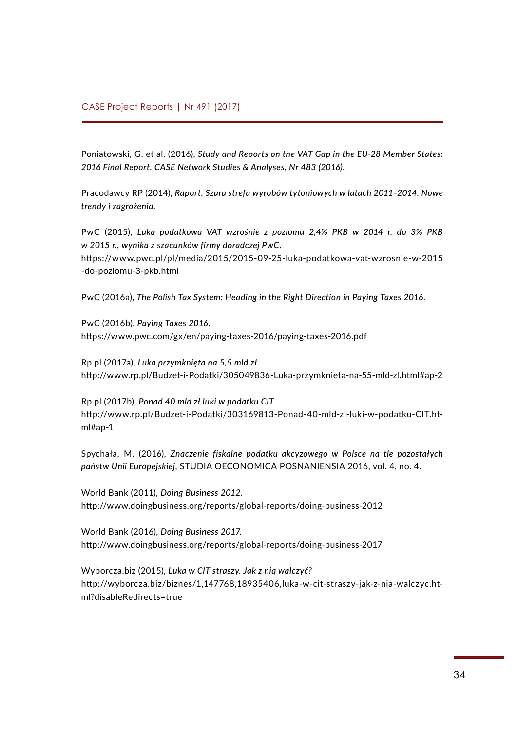Poniatowski, G. et al. (2016), *Study and Reports on the VAT Gap in the EU-28 Member States: 2016 Final Report. CASE Network Studies & Analyses, Nr 483 (2016).*

Pracodawcy RP (2014), *Raport. Szara strefa wyrobów tytoniowych w latach 2011–2014. Nowe trendy i zagrożenia*.

PwC (2015), *Luka podatkowa VAT wzrośnie z poziomu 2,4% PKB w 2014 r. do 3% PKB w 2015 r., wynika z szacunków firmy doradczej PwC*.
https://www.pwc.pl/pl/media/2015/2015-09-25-luka-podatkowa-vat-wzrosnie-w-2015-do-poziomu-3-pkb.html

PwC (2016a), *The Polish Tax System: Heading in the Right Direction in Paying Taxes 2016*.

PwC (2016b), *Paying Taxes 2016*.
https://www.pwc.com/gx/en/paying-taxes-2016/paying-taxes-2016.pdf

Rp.pl (2017a), *Luka przymknięta na 5,5 mld zł.*
http://www.rp.pl/Budzet-i-Podatki/305049836-Luka-przymknieta-na-55-mld-zl.html#ap-2

Rp.pl (2017b), *Ponad 40 mld zł luki w podatku CIT.*
http://www.rp.pl/Budzet-i-Podatki/303169813-Ponad-40-mld-zl-luki-w-podatku-CIT.html#ap-1

Spychała, M. (2016), *Znaczenie fiskalne podatku akcyzowego w Polsce na tle pozostałych państw Unii Europejskiej*, STUDIA OECONOMICA POSNANIENSIA 2016, vol. 4, no. 4.

World Bank (2011), *Doing Business 2012*.
http://www.doingbusiness.org/reports/global-reports/doing-business-2012

World Bank (2016), *Doing Business 2017.*
http://www.doingbusiness.org/reports/global-reports/doing-business-2017

Wyborcza.biz (2015), *Luka w CIT straszy. Jak z nią walczyć?*
http://wyborcza.biz/biznes/1,147768,18935406,luka-w-cit-straszy-jak-z-nia-walczyc.html?disableRedirects=true